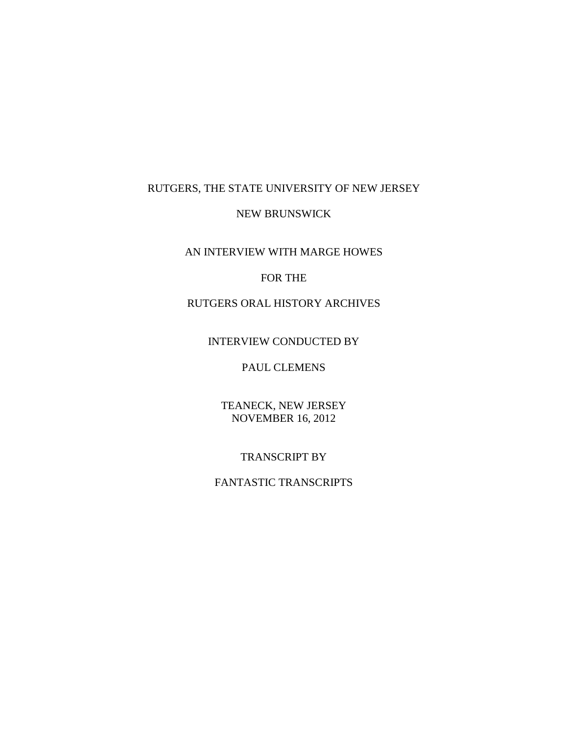RUTGERS, THE STATE UNIVERSITY OF NEW JERSEY

NEW BRUNSWICK

AN INTERVIEW WITH MARGE HOWES

FOR THE

RUTGERS ORAL HISTORY ARCHIVES

INTERVIEW CONDUCTED BY

PAUL CLEMENS

TEANECK, NEW JERSEY
NOVEMBER 16, 2012

TRANSCRIPT BY

FANTASTIC TRANSCRIPTS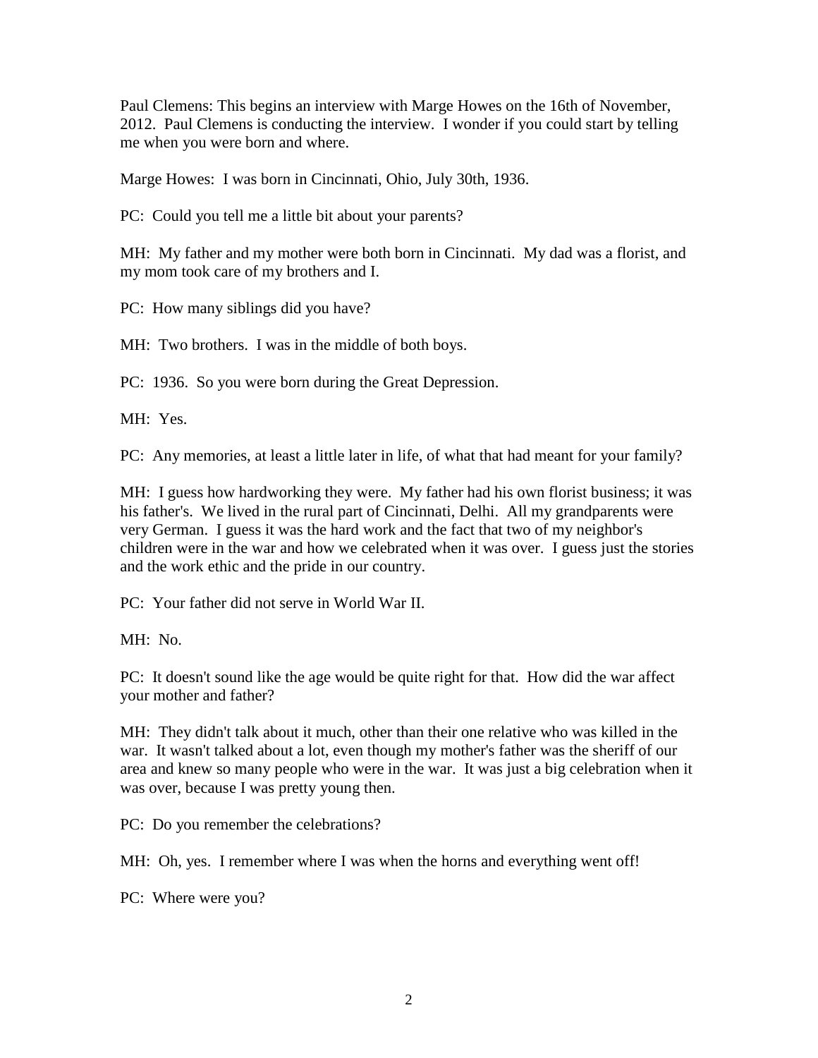Paul Clemens: This begins an interview with Marge Howes on the 16th of November, 2012. Paul Clemens is conducting the interview. I wonder if you could start by telling me when you were born and where.

Marge Howes: I was born in Cincinnati, Ohio, July 30th, 1936.

PC: Could you tell me a little bit about your parents?

MH: My father and my mother were both born in Cincinnati. My dad was a florist, and my mom took care of my brothers and I.

PC: How many siblings did you have?

MH: Two brothers. I was in the middle of both boys.

PC: 1936. So you were born during the Great Depression.

MH: Yes.

PC: Any memories, at least a little later in life, of what that had meant for your family?

MH: I guess how hardworking they were. My father had his own florist business; it was his father's. We lived in the rural part of Cincinnati, Delhi. All my grandparents were very German. I guess it was the hard work and the fact that two of my neighbor's children were in the war and how we celebrated when it was over. I guess just the stories and the work ethic and the pride in our country.

PC: Your father did not serve in World War II.

MH: No.

PC: It doesn't sound like the age would be quite right for that. How did the war affect your mother and father?

MH: They didn't talk about it much, other than their one relative who was killed in the war. It wasn't talked about a lot, even though my mother's father was the sheriff of our area and knew so many people who were in the war. It was just a big celebration when it was over, because I was pretty young then.

PC: Do you remember the celebrations?

MH: Oh, yes. I remember where I was when the horns and everything went off!

PC: Where were you?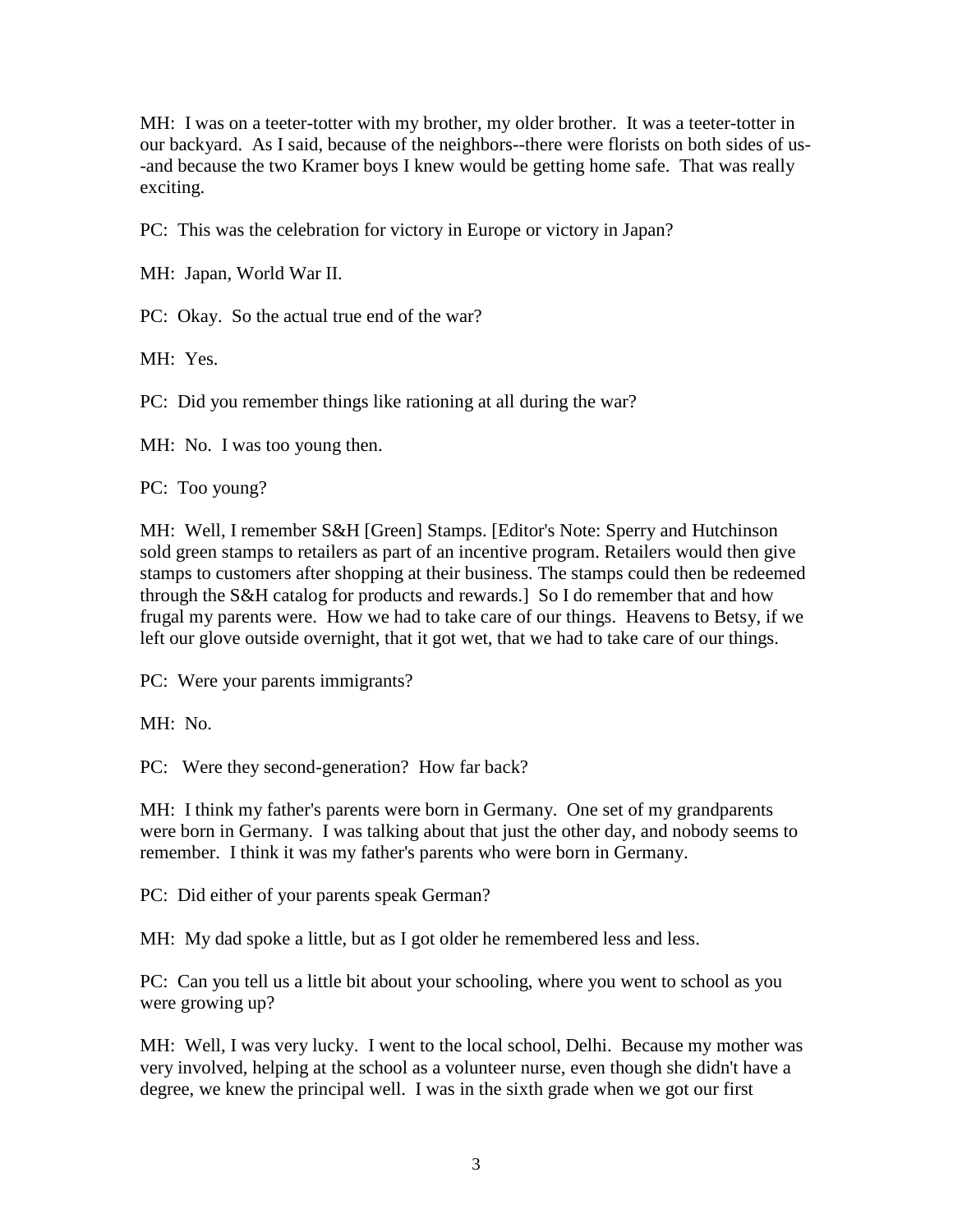MH: I was on a teeter-totter with my brother, my older brother. It was a teeter-totter in our backyard. As I said, because of the neighbors--there were florists on both sides of us--and because the two Kramer boys I knew would be getting home safe. That was really exciting.

PC: This was the celebration for victory in Europe or victory in Japan?

MH: Japan, World War II.

PC: Okay. So the actual true end of the war?

MH: Yes.

PC: Did you remember things like rationing at all during the war?

MH: No. I was too young then.

PC: Too young?

MH: Well, I remember S&H [Green] Stamps. [Editor's Note: Sperry and Hutchinson sold green stamps to retailers as part of an incentive program. Retailers would then give stamps to customers after shopping at their business. The stamps could then be redeemed through the S&H catalog for products and rewards.] So I do remember that and how frugal my parents were. How we had to take care of our things. Heavens to Betsy, if we left our glove outside overnight, that it got wet, that we had to take care of our things.

PC: Were your parents immigrants?

MH: No.

PC: Were they second-generation? How far back?

MH: I think my father's parents were born in Germany. One set of my grandparents were born in Germany. I was talking about that just the other day, and nobody seems to remember. I think it was my father's parents who were born in Germany.

PC: Did either of your parents speak German?

MH: My dad spoke a little, but as I got older he remembered less and less.

PC: Can you tell us a little bit about your schooling, where you went to school as you were growing up?

MH: Well, I was very lucky. I went to the local school, Delhi. Because my mother was very involved, helping at the school as a volunteer nurse, even though she didn't have a degree, we knew the principal well. I was in the sixth grade when we got our first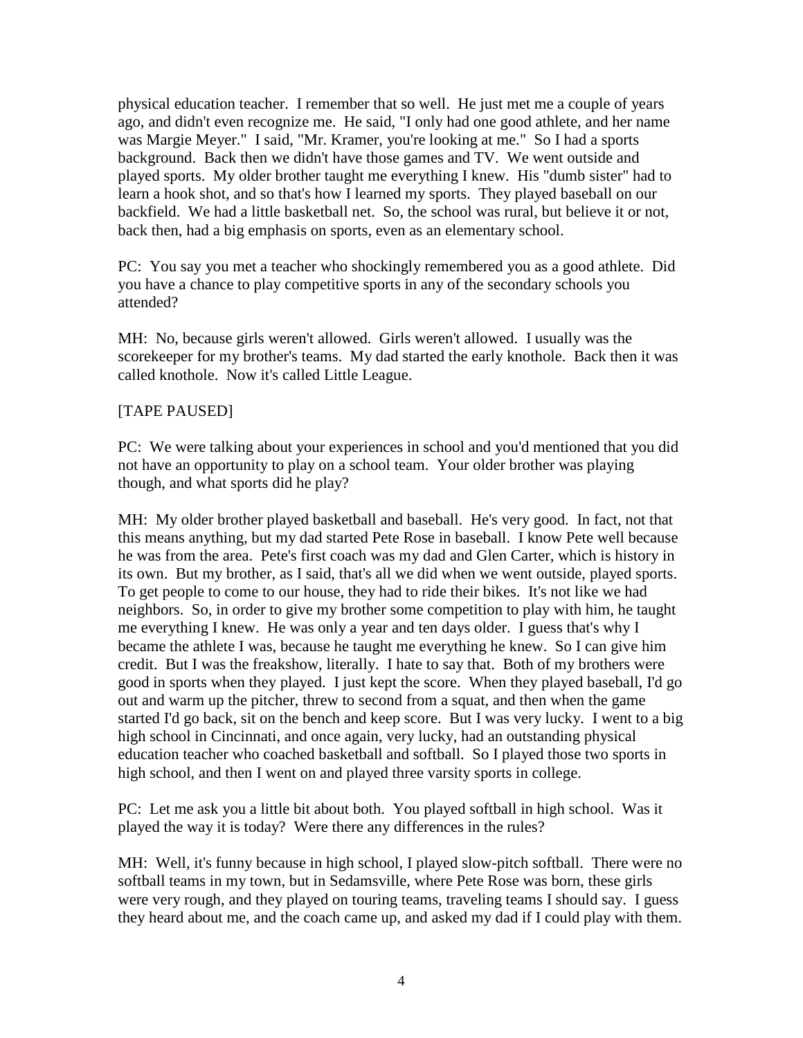physical education teacher. I remember that so well. He just met me a couple of years ago, and didn't even recognize me. He said, "I only had one good athlete, and her name was Margie Meyer." I said, "Mr. Kramer, you're looking at me." So I had a sports background. Back then we didn't have those games and TV. We went outside and played sports. My older brother taught me everything I knew. His "dumb sister" had to learn a hook shot, and so that's how I learned my sports. They played baseball on our backfield. We had a little basketball net. So, the school was rural, but believe it or not, back then, had a big emphasis on sports, even as an elementary school.

PC: You say you met a teacher who shockingly remembered you as a good athlete. Did you have a chance to play competitive sports in any of the secondary schools you attended?

MH: No, because girls weren't allowed. Girls weren't allowed. I usually was the scorekeeper for my brother's teams. My dad started the early knothole. Back then it was called knothole. Now it's called Little League.

[TAPE PAUSED]

PC: We were talking about your experiences in school and you'd mentioned that you did not have an opportunity to play on a school team. Your older brother was playing though, and what sports did he play?

MH: My older brother played basketball and baseball. He's very good. In fact, not that this means anything, but my dad started Pete Rose in baseball. I know Pete well because he was from the area. Pete's first coach was my dad and Glen Carter, which is history in its own. But my brother, as I said, that's all we did when we went outside, played sports. To get people to come to our house, they had to ride their bikes. It's not like we had neighbors. So, in order to give my brother some competition to play with him, he taught me everything I knew. He was only a year and ten days older. I guess that's why I became the athlete I was, because he taught me everything he knew. So I can give him credit. But I was the freakshow, literally. I hate to say that. Both of my brothers were good in sports when they played. I just kept the score. When they played baseball, I'd go out and warm up the pitcher, threw to second from a squat, and then when the game started I'd go back, sit on the bench and keep score. But I was very lucky. I went to a big high school in Cincinnati, and once again, very lucky, had an outstanding physical education teacher who coached basketball and softball. So I played those two sports in high school, and then I went on and played three varsity sports in college.

PC: Let me ask you a little bit about both. You played softball in high school. Was it played the way it is today? Were there any differences in the rules?

MH: Well, it's funny because in high school, I played slow-pitch softball. There were no softball teams in my town, but in Sedamsville, where Pete Rose was born, these girls were very rough, and they played on touring teams, traveling teams I should say. I guess they heard about me, and the coach came up, and asked my dad if I could play with them.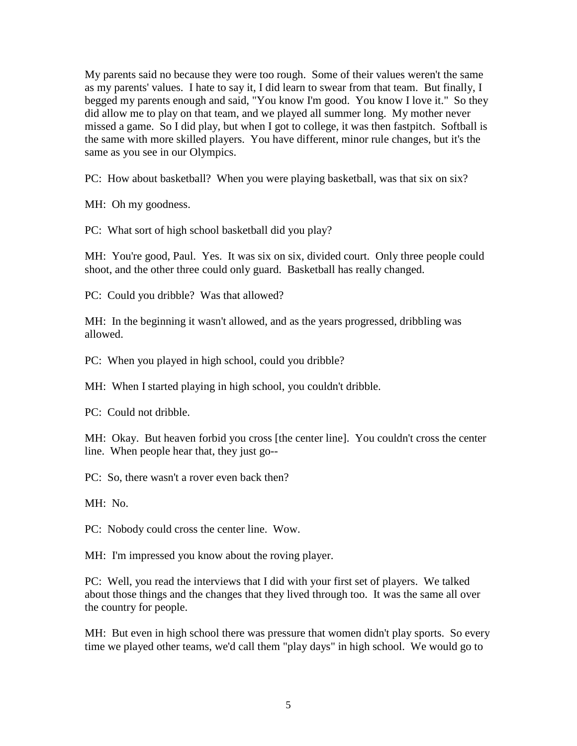My parents said no because they were too rough. Some of their values weren't the same as my parents' values. I hate to say it, I did learn to swear from that team. But finally, I begged my parents enough and said, "You know I'm good. You know I love it." So they did allow me to play on that team, and we played all summer long. My mother never missed a game. So I did play, but when I got to college, it was then fastpitch. Softball is the same with more skilled players. You have different, minor rule changes, but it's the same as you see in our Olympics.

PC: How about basketball? When you were playing basketball, was that six on six?

MH: Oh my goodness.

PC: What sort of high school basketball did you play?

MH: You're good, Paul. Yes. It was six on six, divided court. Only three people could shoot, and the other three could only guard. Basketball has really changed.

PC: Could you dribble? Was that allowed?

MH: In the beginning it wasn't allowed, and as the years progressed, dribbling was allowed.

PC: When you played in high school, could you dribble?

MH: When I started playing in high school, you couldn't dribble.

PC: Could not dribble.

MH: Okay. But heaven forbid you cross [the center line]. You couldn't cross the center line. When people hear that, they just go--

PC: So, there wasn't a rover even back then?

MH: No.

PC: Nobody could cross the center line. Wow.

MH: I'm impressed you know about the roving player.

PC: Well, you read the interviews that I did with your first set of players. We talked about those things and the changes that they lived through too. It was the same all over the country for people.

MH: But even in high school there was pressure that women didn't play sports. So every time we played other teams, we'd call them "play days" in high school. We would go to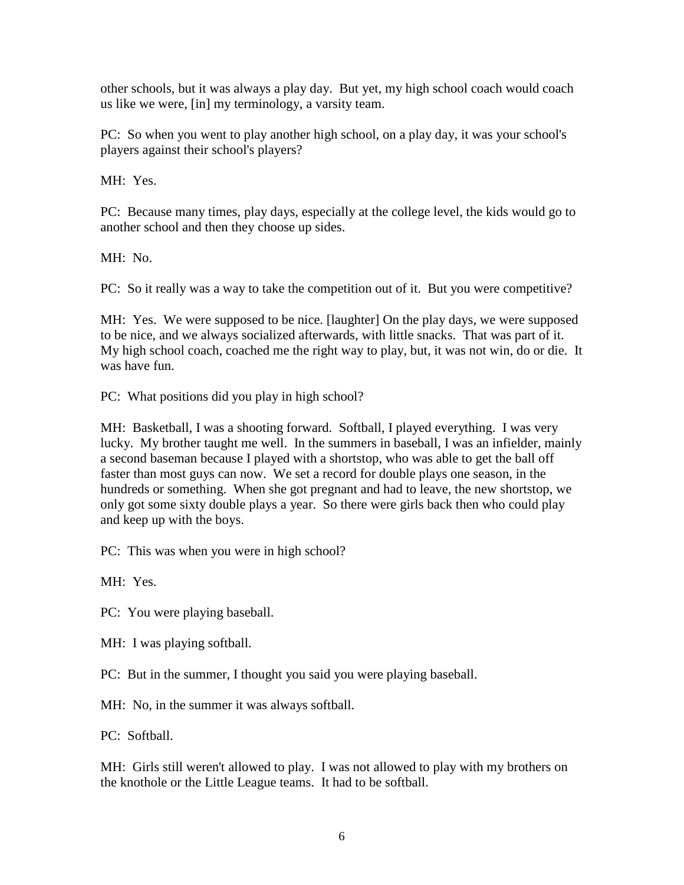other schools, but it was always a play day. But yet, my high school coach would coach us like we were, [in] my terminology, a varsity team.

PC: So when you went to play another high school, on a play day, it was your school's players against their school's players?

MH: Yes.

PC: Because many times, play days, especially at the college level, the kids would go to another school and then they choose up sides.

MH: No.

PC: So it really was a way to take the competition out of it. But you were competitive?

MH: Yes. We were supposed to be nice. [laughter] On the play days, we were supposed to be nice, and we always socialized afterwards, with little snacks. That was part of it. My high school coach, coached me the right way to play, but, it was not win, do or die. It was have fun.

PC: What positions did you play in high school?

MH: Basketball, I was a shooting forward. Softball, I played everything. I was very lucky. My brother taught me well. In the summers in baseball, I was an infielder, mainly a second baseman because I played with a shortstop, who was able to get the ball off faster than most guys can now. We set a record for double plays one season, in the hundreds or something. When she got pregnant and had to leave, the new shortstop, we only got some sixty double plays a year. So there were girls back then who could play and keep up with the boys.

PC: This was when you were in high school?

MH: Yes.

PC: You were playing baseball.

MH: I was playing softball.

PC: But in the summer, I thought you said you were playing baseball.

MH: No, in the summer it was always softball.

PC: Softball.

MH: Girls still weren't allowed to play. I was not allowed to play with my brothers on the knothole or the Little League teams. It had to be softball.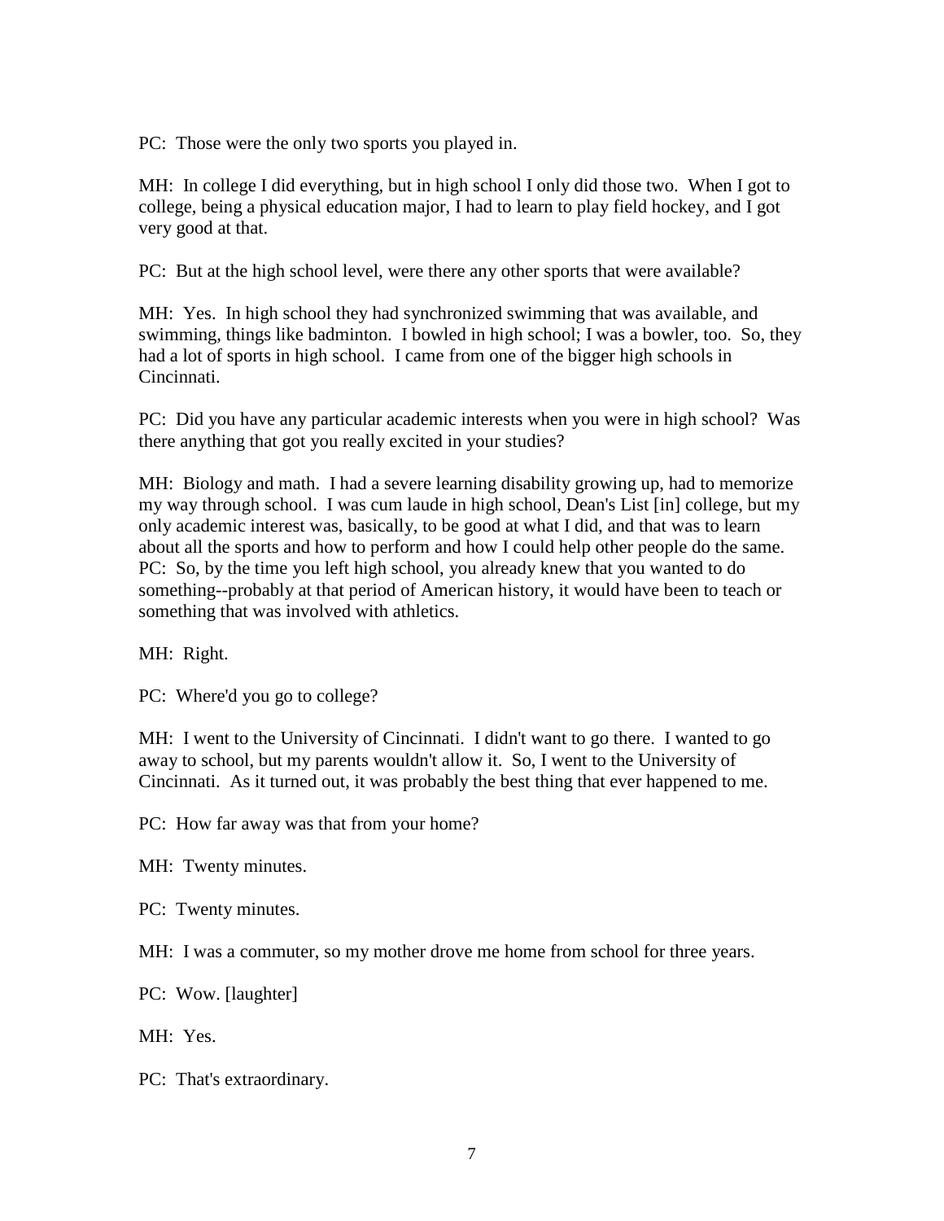PC: Those were the only two sports you played in.

MH: In college I did everything, but in high school I only did those two. When I got to college, being a physical education major, I had to learn to play field hockey, and I got very good at that.

PC: But at the high school level, were there any other sports that were available?

MH: Yes. In high school they had synchronized swimming that was available, and swimming, things like badminton. I bowled in high school; I was a bowler, too. So, they had a lot of sports in high school. I came from one of the bigger high schools in Cincinnati.

PC: Did you have any particular academic interests when you were in high school? Was there anything that got you really excited in your studies?

MH: Biology and math. I had a severe learning disability growing up, had to memorize my way through school. I was cum laude in high school, Dean's List [in] college, but my only academic interest was, basically, to be good at what I did, and that was to learn about all the sports and how to perform and how I could help other people do the same.

PC: So, by the time you left high school, you already knew that you wanted to do something--probably at that period of American history, it would have been to teach or something that was involved with athletics.

MH: Right.

PC: Where'd you go to college?

MH: I went to the University of Cincinnati. I didn't want to go there. I wanted to go away to school, but my parents wouldn't allow it. So, I went to the University of Cincinnati. As it turned out, it was probably the best thing that ever happened to me.

PC: How far away was that from your home?

MH: Twenty minutes.

PC: Twenty minutes.

MH: I was a commuter, so my mother drove me home from school for three years.

PC: Wow. [laughter]

MH: Yes.

PC: That's extraordinary.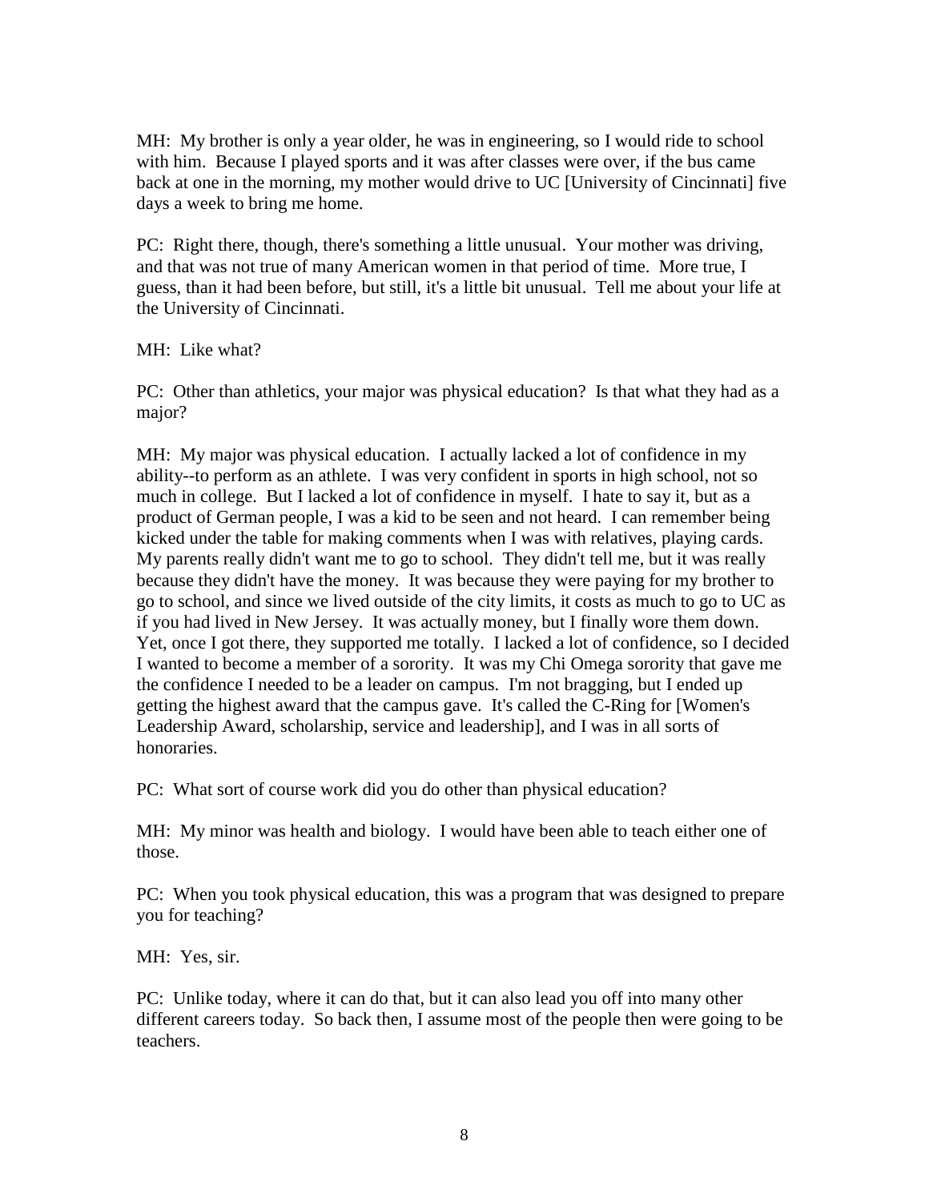MH: My brother is only a year older, he was in engineering, so I would ride to school with him. Because I played sports and it was after classes were over, if the bus came back at one in the morning, my mother would drive to UC [University of Cincinnati] five days a week to bring me home.

PC: Right there, though, there's something a little unusual. Your mother was driving, and that was not true of many American women in that period of time. More true, I guess, than it had been before, but still, it's a little bit unusual. Tell me about your life at the University of Cincinnati.

MH: Like what?

PC: Other than athletics, your major was physical education? Is that what they had as a major?

MH: My major was physical education. I actually lacked a lot of confidence in my ability--to perform as an athlete. I was very confident in sports in high school, not so much in college. But I lacked a lot of confidence in myself. I hate to say it, but as a product of German people, I was a kid to be seen and not heard. I can remember being kicked under the table for making comments when I was with relatives, playing cards. My parents really didn't want me to go to school. They didn't tell me, but it was really because they didn't have the money. It was because they were paying for my brother to go to school, and since we lived outside of the city limits, it costs as much to go to UC as if you had lived in New Jersey. It was actually money, but I finally wore them down. Yet, once I got there, they supported me totally. I lacked a lot of confidence, so I decided I wanted to become a member of a sorority. It was my Chi Omega sorority that gave me the confidence I needed to be a leader on campus. I'm not bragging, but I ended up getting the highest award that the campus gave. It's called the C-Ring for [Women's Leadership Award, scholarship, service and leadership], and I was in all sorts of honoraries.

PC: What sort of course work did you do other than physical education?

MH: My minor was health and biology. I would have been able to teach either one of those.

PC: When you took physical education, this was a program that was designed to prepare you for teaching?

MH: Yes, sir.

PC: Unlike today, where it can do that, but it can also lead you off into many other different careers today. So back then, I assume most of the people then were going to be teachers.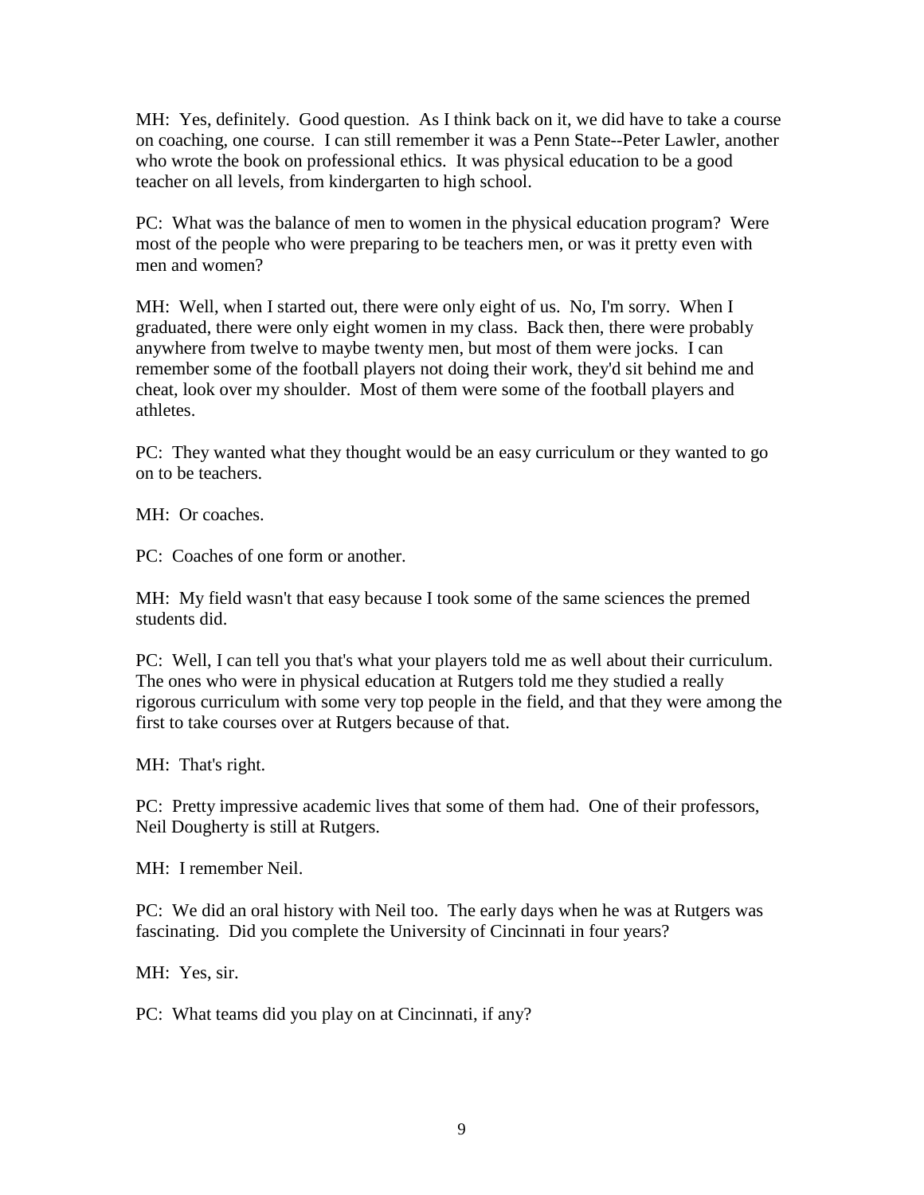MH: Yes, definitely. Good question. As I think back on it, we did have to take a course on coaching, one course. I can still remember it was a Penn State--Peter Lawler, another who wrote the book on professional ethics. It was physical education to be a good teacher on all levels, from kindergarten to high school.

PC: What was the balance of men to women in the physical education program? Were most of the people who were preparing to be teachers men, or was it pretty even with men and women?

MH: Well, when I started out, there were only eight of us. No, I'm sorry. When I graduated, there were only eight women in my class. Back then, there were probably anywhere from twelve to maybe twenty men, but most of them were jocks. I can remember some of the football players not doing their work, they'd sit behind me and cheat, look over my shoulder. Most of them were some of the football players and athletes.

PC: They wanted what they thought would be an easy curriculum or they wanted to go on to be teachers.

MH: Or coaches.

PC: Coaches of one form or another.

MH: My field wasn't that easy because I took some of the same sciences the premed students did.

PC: Well, I can tell you that's what your players told me as well about their curriculum. The ones who were in physical education at Rutgers told me they studied a really rigorous curriculum with some very top people in the field, and that they were among the first to take courses over at Rutgers because of that.

MH: That's right.

PC: Pretty impressive academic lives that some of them had. One of their professors, Neil Dougherty is still at Rutgers.

MH: I remember Neil.

PC: We did an oral history with Neil too. The early days when he was at Rutgers was fascinating. Did you complete the University of Cincinnati in four years?

MH: Yes, sir.

PC: What teams did you play on at Cincinnati, if any?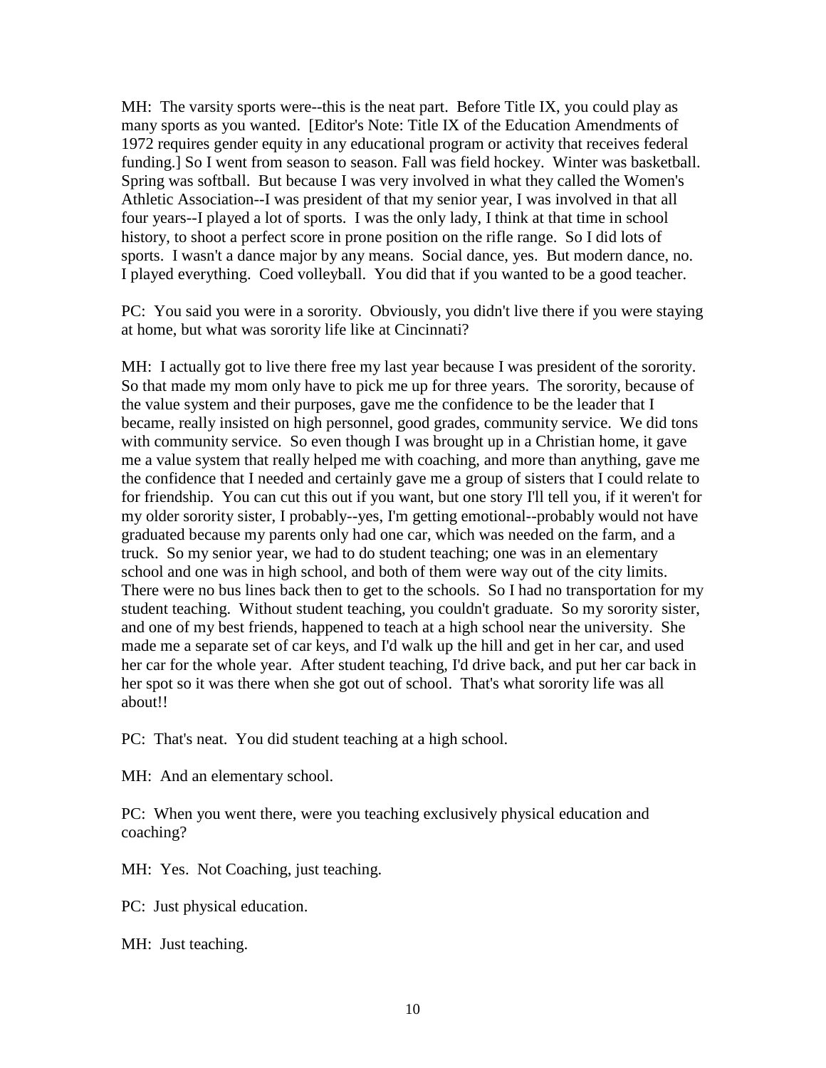MH: The varsity sports were--this is the neat part. Before Title IX, you could play as many sports as you wanted. [Editor's Note: Title IX of the Education Amendments of 1972 requires gender equity in any educational program or activity that receives federal funding.] So I went from season to season. Fall was field hockey. Winter was basketball. Spring was softball. But because I was very involved in what they called the Women's Athletic Association--I was president of that my senior year, I was involved in that all four years--I played a lot of sports. I was the only lady, I think at that time in school history, to shoot a perfect score in prone position on the rifle range. So I did lots of sports. I wasn't a dance major by any means. Social dance, yes. But modern dance, no. I played everything. Coed volleyball. You did that if you wanted to be a good teacher.

PC: You said you were in a sorority. Obviously, you didn't live there if you were staying at home, but what was sorority life like at Cincinnati?

MH: I actually got to live there free my last year because I was president of the sorority. So that made my mom only have to pick me up for three years. The sorority, because of the value system and their purposes, gave me the confidence to be the leader that I became, really insisted on high personnel, good grades, community service. We did tons with community service. So even though I was brought up in a Christian home, it gave me a value system that really helped me with coaching, and more than anything, gave me the confidence that I needed and certainly gave me a group of sisters that I could relate to for friendship. You can cut this out if you want, but one story I'll tell you, if it weren't for my older sorority sister, I probably--yes, I'm getting emotional--probably would not have graduated because my parents only had one car, which was needed on the farm, and a truck. So my senior year, we had to do student teaching; one was in an elementary school and one was in high school, and both of them were way out of the city limits. There were no bus lines back then to get to the schools. So I had no transportation for my student teaching. Without student teaching, you couldn't graduate. So my sorority sister, and one of my best friends, happened to teach at a high school near the university. She made me a separate set of car keys, and I'd walk up the hill and get in her car, and used her car for the whole year. After student teaching, I'd drive back, and put her car back in her spot so it was there when she got out of school. That's what sorority life was all about!!

PC: That's neat. You did student teaching at a high school.

MH: And an elementary school.

PC: When you went there, were you teaching exclusively physical education and coaching?

MH: Yes. Not Coaching, just teaching.

PC: Just physical education.

MH: Just teaching.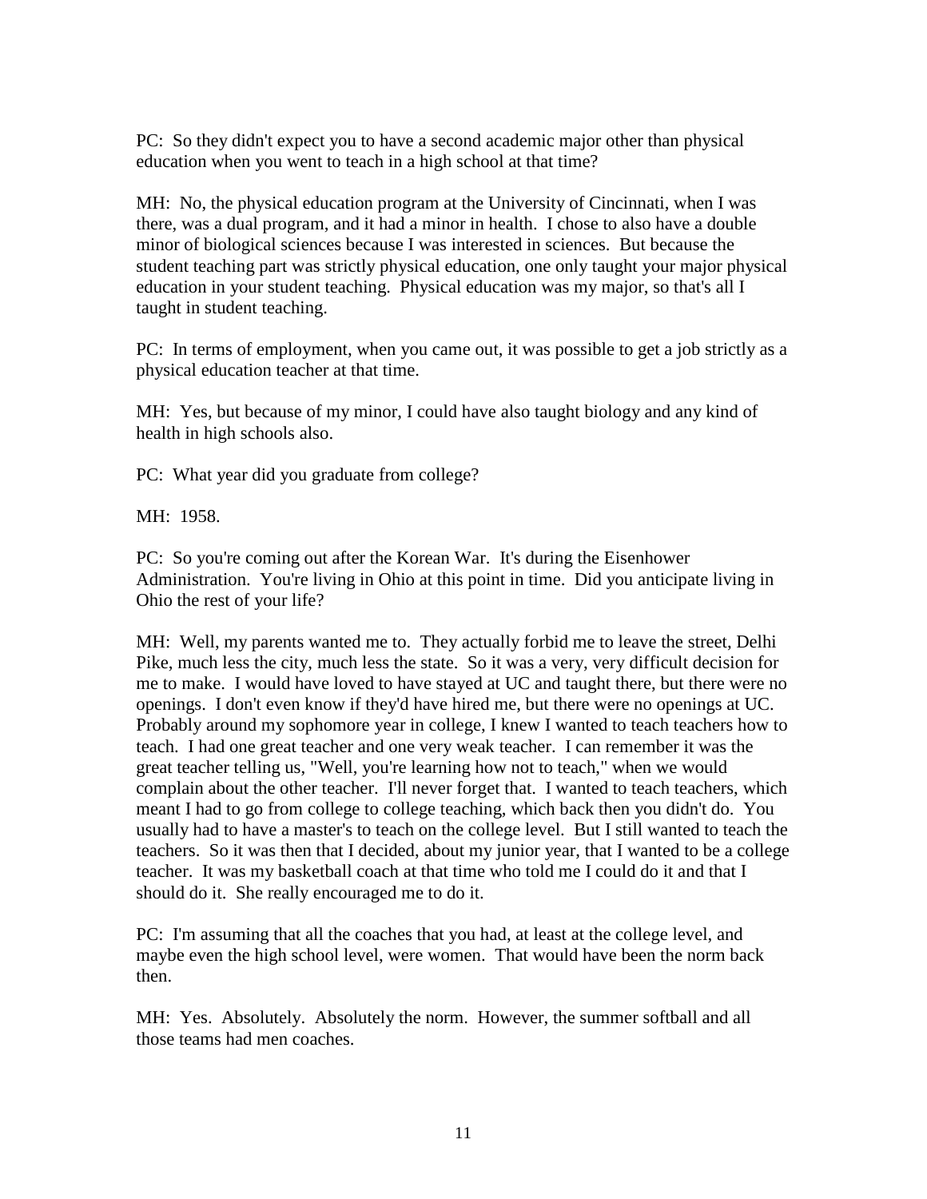PC: So they didn't expect you to have a second academic major other than physical education when you went to teach in a high school at that time?

MH: No, the physical education program at the University of Cincinnati, when I was there, was a dual program, and it had a minor in health. I chose to also have a double minor of biological sciences because I was interested in sciences. But because the student teaching part was strictly physical education, one only taught your major physical education in your student teaching. Physical education was my major, so that's all I taught in student teaching.

PC: In terms of employment, when you came out, it was possible to get a job strictly as a physical education teacher at that time.

MH: Yes, but because of my minor, I could have also taught biology and any kind of health in high schools also.

PC: What year did you graduate from college?

MH: 1958.

PC: So you're coming out after the Korean War. It's during the Eisenhower Administration. You're living in Ohio at this point in time. Did you anticipate living in Ohio the rest of your life?

MH: Well, my parents wanted me to. They actually forbid me to leave the street, Delhi Pike, much less the city, much less the state. So it was a very, very difficult decision for me to make. I would have loved to have stayed at UC and taught there, but there were no openings. I don't even know if they'd have hired me, but there were no openings at UC. Probably around my sophomore year in college, I knew I wanted to teach teachers how to teach. I had one great teacher and one very weak teacher. I can remember it was the great teacher telling us, "Well, you're learning how not to teach," when we would complain about the other teacher. I'll never forget that. I wanted to teach teachers, which meant I had to go from college to college teaching, which back then you didn't do. You usually had to have a master's to teach on the college level. But I still wanted to teach the teachers. So it was then that I decided, about my junior year, that I wanted to be a college teacher. It was my basketball coach at that time who told me I could do it and that I should do it. She really encouraged me to do it.

PC: I'm assuming that all the coaches that you had, at least at the college level, and maybe even the high school level, were women. That would have been the norm back then.

MH: Yes. Absolutely. Absolutely the norm. However, the summer softball and all those teams had men coaches.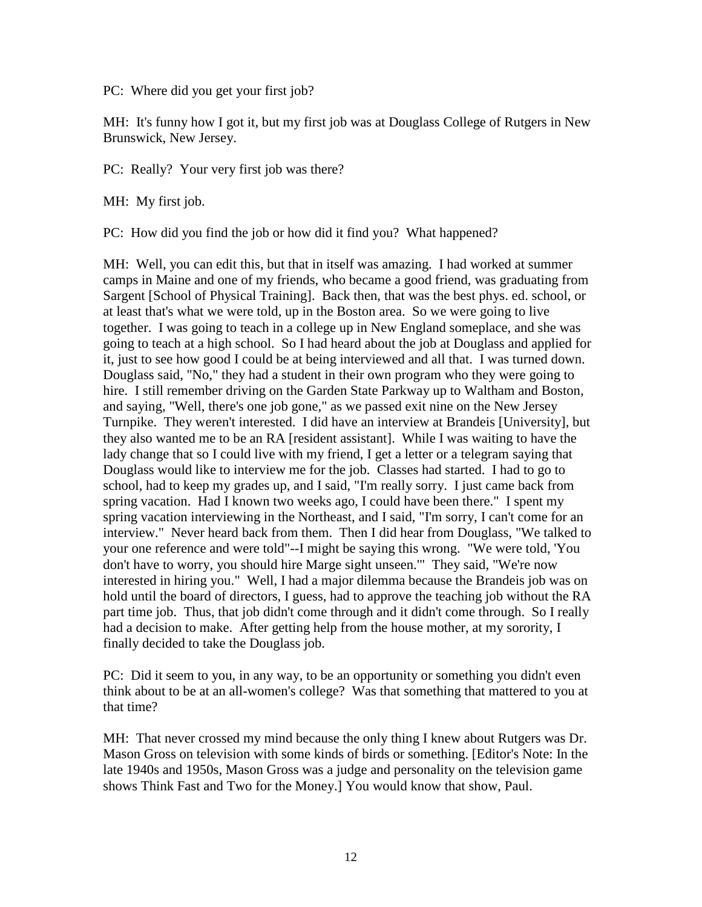PC: Where did you get your first job?

MH: It's funny how I got it, but my first job was at Douglass College of Rutgers in New Brunswick, New Jersey.

PC: Really? Your very first job was there?

MH: My first job.

PC: How did you find the job or how did it find you? What happened?

MH: Well, you can edit this, but that in itself was amazing. I had worked at summer camps in Maine and one of my friends, who became a good friend, was graduating from Sargent [School of Physical Training]. Back then, that was the best phys. ed. school, or at least that's what we were told, up in the Boston area. So we were going to live together. I was going to teach in a college up in New England someplace, and she was going to teach at a high school. So I had heard about the job at Douglass and applied for it, just to see how good I could be at being interviewed and all that. I was turned down. Douglass said, "No," they had a student in their own program who they were going to hire. I still remember driving on the Garden State Parkway up to Waltham and Boston, and saying, "Well, there's one job gone," as we passed exit nine on the New Jersey Turnpike. They weren't interested. I did have an interview at Brandeis [University], but they also wanted me to be an RA [resident assistant]. While I was waiting to have the lady change that so I could live with my friend, I get a letter or a telegram saying that Douglass would like to interview me for the job. Classes had started. I had to go to school, had to keep my grades up, and I said, "I'm really sorry. I just came back from spring vacation. Had I known two weeks ago, I could have been there." I spent my spring vacation interviewing in the Northeast, and I said, "I'm sorry, I can't come for an interview." Never heard back from them. Then I did hear from Douglass, "We talked to your one reference and were told"--I might be saying this wrong. "We were told, 'You don't have to worry, you should hire Marge sight unseen.'" They said, "We're now interested in hiring you." Well, I had a major dilemma because the Brandeis job was on hold until the board of directors, I guess, had to approve the teaching job without the RA part time job. Thus, that job didn't come through and it didn't come through. So I really had a decision to make. After getting help from the house mother, at my sorority, I finally decided to take the Douglass job.

PC: Did it seem to you, in any way, to be an opportunity or something you didn't even think about to be at an all-women's college? Was that something that mattered to you at that time?

MH: That never crossed my mind because the only thing I knew about Rutgers was Dr. Mason Gross on television with some kinds of birds or something. [Editor's Note: In the late 1940s and 1950s, Mason Gross was a judge and personality on the television game shows Think Fast and Two for the Money.] You would know that show, Paul.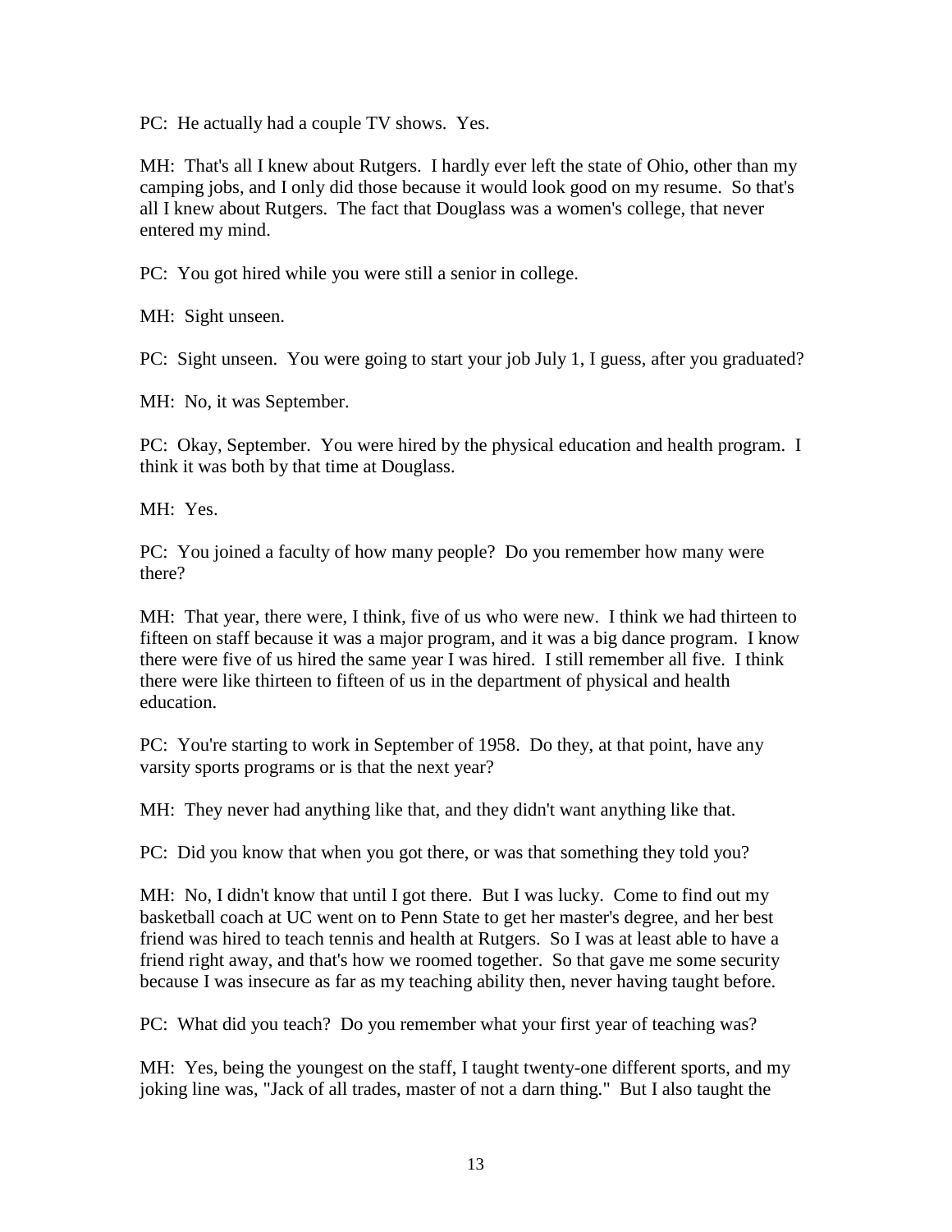PC: He actually had a couple TV shows. Yes.

MH: That's all I knew about Rutgers. I hardly ever left the state of Ohio, other than my camping jobs, and I only did those because it would look good on my resume. So that's all I knew about Rutgers. The fact that Douglass was a women's college, that never entered my mind.

PC: You got hired while you were still a senior in college.

MH: Sight unseen.

PC: Sight unseen. You were going to start your job July 1, I guess, after you graduated?

MH: No, it was September.

PC: Okay, September. You were hired by the physical education and health program. I think it was both by that time at Douglass.

MH: Yes.

PC: You joined a faculty of how many people? Do you remember how many were there?

MH: That year, there were, I think, five of us who were new. I think we had thirteen to fifteen on staff because it was a major program, and it was a big dance program. I know there were five of us hired the same year I was hired. I still remember all five. I think there were like thirteen to fifteen of us in the department of physical and health education.

PC: You're starting to work in September of 1958. Do they, at that point, have any varsity sports programs or is that the next year?

MH: They never had anything like that, and they didn't want anything like that.

PC: Did you know that when you got there, or was that something they told you?

MH: No, I didn't know that until I got there. But I was lucky. Come to find out my basketball coach at UC went on to Penn State to get her master's degree, and her best friend was hired to teach tennis and health at Rutgers. So I was at least able to have a friend right away, and that's how we roomed together. So that gave me some security because I was insecure as far as my teaching ability then, never having taught before.

PC: What did you teach? Do you remember what your first year of teaching was?

MH: Yes, being the youngest on the staff, I taught twenty-one different sports, and my joking line was, "Jack of all trades, master of not a darn thing." But I also taught the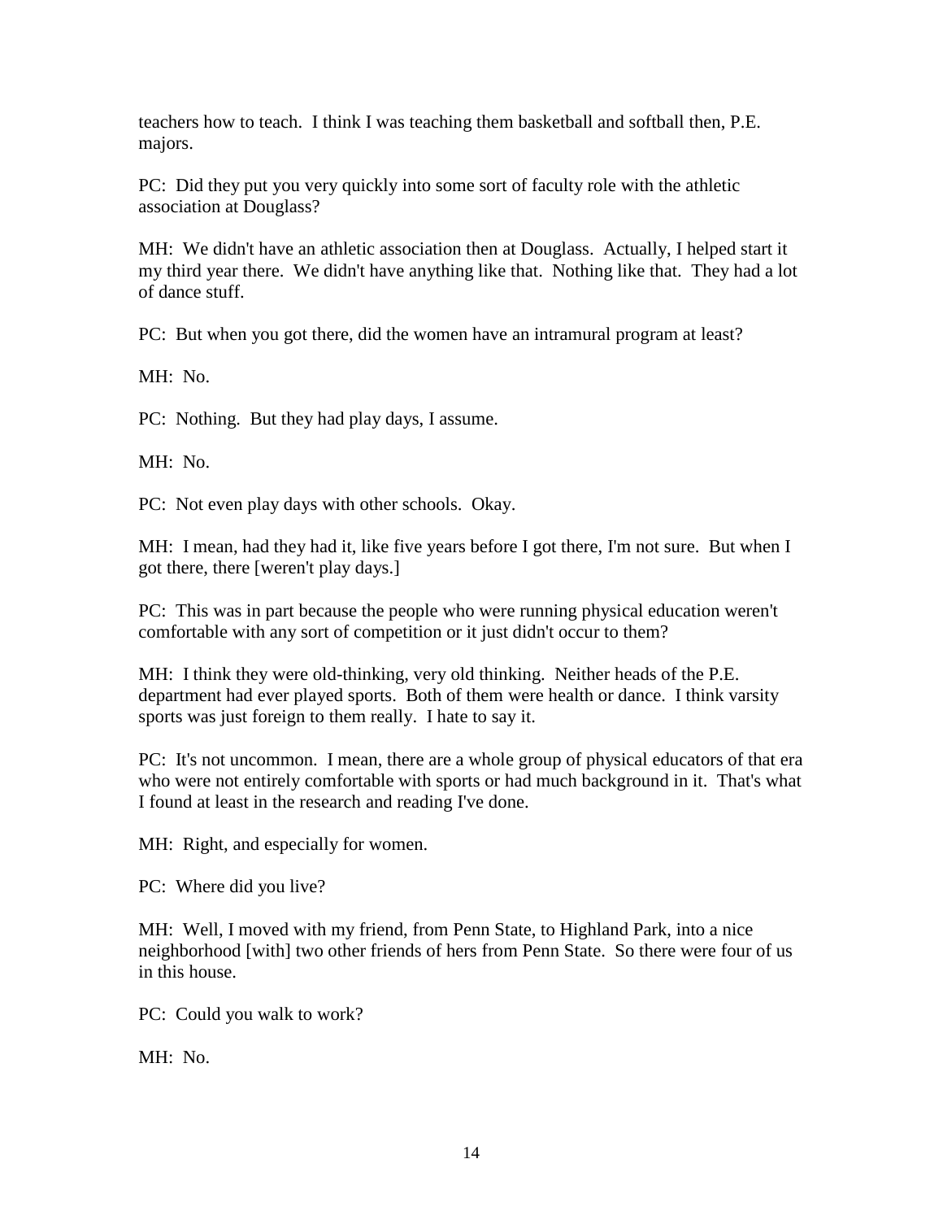teachers how to teach. I think I was teaching them basketball and softball then, P.E. majors.

PC: Did they put you very quickly into some sort of faculty role with the athletic association at Douglass?

MH: We didn't have an athletic association then at Douglass. Actually, I helped start it my third year there. We didn't have anything like that. Nothing like that. They had a lot of dance stuff.

PC: But when you got there, did the women have an intramural program at least?

MH: No.

PC: Nothing. But they had play days, I assume.

MH: No.

PC: Not even play days with other schools. Okay.

MH: I mean, had they had it, like five years before I got there, I'm not sure. But when I got there, there [weren't play days.]

PC: This was in part because the people who were running physical education weren't comfortable with any sort of competition or it just didn't occur to them?

MH: I think they were old-thinking, very old thinking. Neither heads of the P.E. department had ever played sports. Both of them were health or dance. I think varsity sports was just foreign to them really. I hate to say it.

PC: It's not uncommon. I mean, there are a whole group of physical educators of that era who were not entirely comfortable with sports or had much background in it. That's what I found at least in the research and reading I've done.

MH: Right, and especially for women.

PC: Where did you live?

MH: Well, I moved with my friend, from Penn State, to Highland Park, into a nice neighborhood [with] two other friends of hers from Penn State. So there were four of us in this house.

PC: Could you walk to work?

MH: No.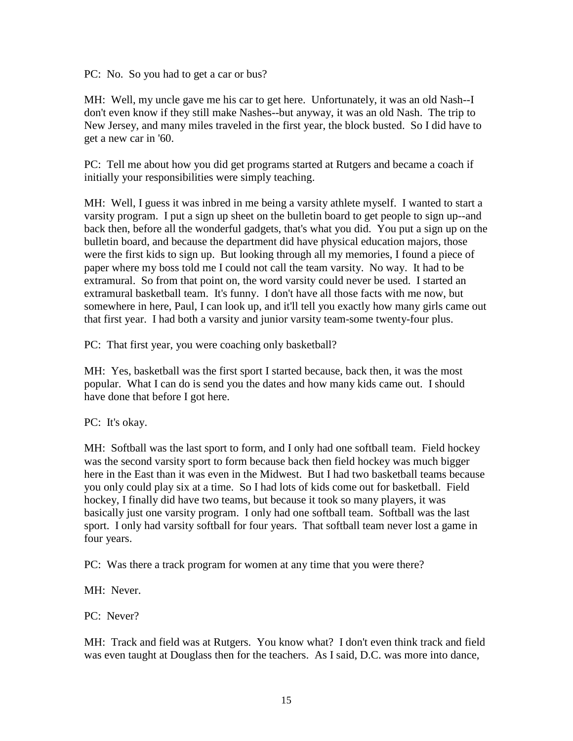PC: No. So you had to get a car or bus?

MH: Well, my uncle gave me his car to get here. Unfortunately, it was an old Nash--I don't even know if they still make Nashes--but anyway, it was an old Nash. The trip to New Jersey, and many miles traveled in the first year, the block busted. So I did have to get a new car in '60.

PC: Tell me about how you did get programs started at Rutgers and became a coach if initially your responsibilities were simply teaching.

MH: Well, I guess it was inbred in me being a varsity athlete myself. I wanted to start a varsity program. I put a sign up sheet on the bulletin board to get people to sign up--and back then, before all the wonderful gadgets, that's what you did. You put a sign up on the bulletin board, and because the department did have physical education majors, those were the first kids to sign up. But looking through all my memories, I found a piece of paper where my boss told me I could not call the team varsity. No way. It had to be extramural. So from that point on, the word varsity could never be used. I started an extramural basketball team. It's funny. I don't have all those facts with me now, but somewhere in here, Paul, I can look up, and it'll tell you exactly how many girls came out that first year. I had both a varsity and junior varsity team-some twenty-four plus.

PC: That first year, you were coaching only basketball?

MH: Yes, basketball was the first sport I started because, back then, it was the most popular. What I can do is send you the dates and how many kids came out. I should have done that before I got here.

PC: It's okay.

MH: Softball was the last sport to form, and I only had one softball team. Field hockey was the second varsity sport to form because back then field hockey was much bigger here in the East than it was even in the Midwest. But I had two basketball teams because you only could play six at a time. So I had lots of kids come out for basketball. Field hockey, I finally did have two teams, but because it took so many players, it was basically just one varsity program. I only had one softball team. Softball was the last sport. I only had varsity softball for four years. That softball team never lost a game in four years.

PC: Was there a track program for women at any time that you were there?

MH: Never.

PC: Never?

MH: Track and field was at Rutgers. You know what? I don't even think track and field was even taught at Douglass then for the teachers. As I said, D.C. was more into dance,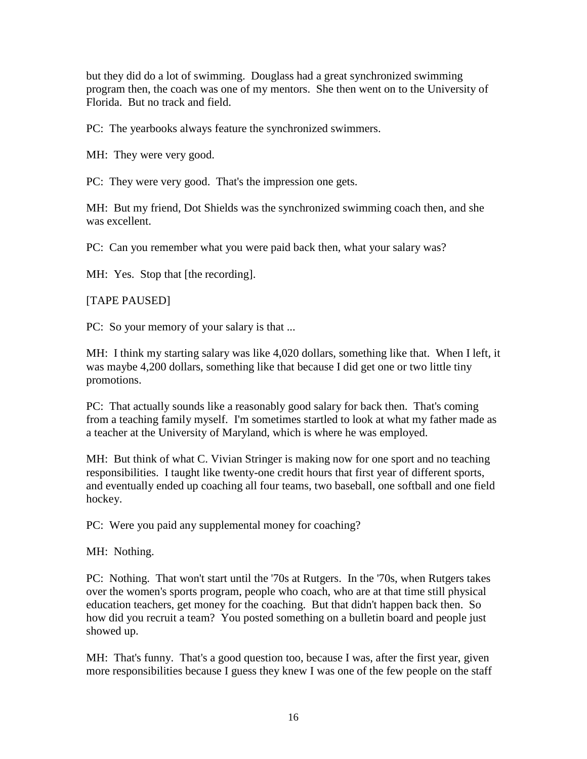but they did do a lot of swimming. Douglass had a great synchronized swimming program then, the coach was one of my mentors. She then went on to the University of Florida. But no track and field.

PC: The yearbooks always feature the synchronized swimmers.

MH: They were very good.

PC: They were very good. That's the impression one gets.

MH: But my friend, Dot Shields was the synchronized swimming coach then, and she was excellent.

PC: Can you remember what you were paid back then, what your salary was?

MH: Yes. Stop that [the recording].

[TAPE PAUSED]

PC: So your memory of your salary is that ...

MH: I think my starting salary was like 4,020 dollars, something like that. When I left, it was maybe 4,200 dollars, something like that because I did get one or two little tiny promotions.

PC: That actually sounds like a reasonably good salary for back then. That's coming from a teaching family myself. I'm sometimes startled to look at what my father made as a teacher at the University of Maryland, which is where he was employed.

MH: But think of what C. Vivian Stringer is making now for one sport and no teaching responsibilities. I taught like twenty-one credit hours that first year of different sports, and eventually ended up coaching all four teams, two baseball, one softball and one field hockey.

PC: Were you paid any supplemental money for coaching?

MH: Nothing.

PC: Nothing. That won't start until the '70s at Rutgers. In the '70s, when Rutgers takes over the women's sports program, people who coach, who are at that time still physical education teachers, get money for the coaching. But that didn't happen back then. So how did you recruit a team? You posted something on a bulletin board and people just showed up.

MH: That's funny. That's a good question too, because I was, after the first year, given more responsibilities because I guess they knew I was one of the few people on the staff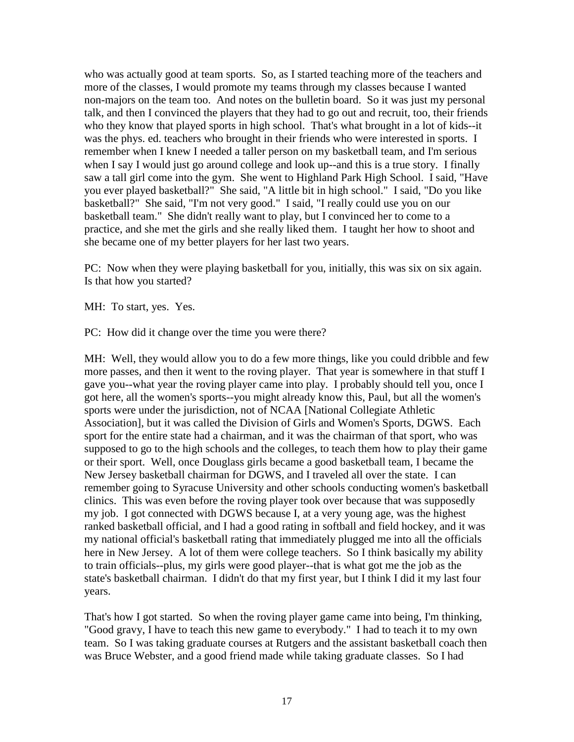who was actually good at team sports. So, as I started teaching more of the teachers and more of the classes, I would promote my teams through my classes because I wanted non-majors on the team too. And notes on the bulletin board. So it was just my personal talk, and then I convinced the players that they had to go out and recruit, too, their friends who they know that played sports in high school. That's what brought in a lot of kids--it was the phys. ed. teachers who brought in their friends who were interested in sports. I remember when I knew I needed a taller person on my basketball team, and I'm serious when I say I would just go around college and look up--and this is a true story. I finally saw a tall girl come into the gym. She went to Highland Park High School. I said, "Have you ever played basketball?" She said, "A little bit in high school." I said, "Do you like basketball?" She said, "I'm not very good." I said, "I really could use you on our basketball team." She didn't really want to play, but I convinced her to come to a practice, and she met the girls and she really liked them. I taught her how to shoot and she became one of my better players for her last two years.

PC: Now when they were playing basketball for you, initially, this was six on six again. Is that how you started?

MH: To start, yes. Yes.

PC: How did it change over the time you were there?

MH: Well, they would allow you to do a few more things, like you could dribble and few more passes, and then it went to the roving player. That year is somewhere in that stuff I gave you--what year the roving player came into play. I probably should tell you, once I got here, all the women's sports--you might already know this, Paul, but all the women's sports were under the jurisdiction, not of NCAA [National Collegiate Athletic Association], but it was called the Division of Girls and Women's Sports, DGWS. Each sport for the entire state had a chairman, and it was the chairman of that sport, who was supposed to go to the high schools and the colleges, to teach them how to play their game or their sport. Well, once Douglass girls became a good basketball team, I became the New Jersey basketball chairman for DGWS, and I traveled all over the state. I can remember going to Syracuse University and other schools conducting women's basketball clinics. This was even before the roving player took over because that was supposedly my job. I got connected with DGWS because I, at a very young age, was the highest ranked basketball official, and I had a good rating in softball and field hockey, and it was my national official's basketball rating that immediately plugged me into all the officials here in New Jersey. A lot of them were college teachers. So I think basically my ability to train officials--plus, my girls were good player--that is what got me the job as the state's basketball chairman. I didn't do that my first year, but I think I did it my last four years.

That's how I got started. So when the roving player game came into being, I'm thinking, "Good gravy, I have to teach this new game to everybody." I had to teach it to my own team. So I was taking graduate courses at Rutgers and the assistant basketball coach then was Bruce Webster, and a good friend made while taking graduate classes. So I had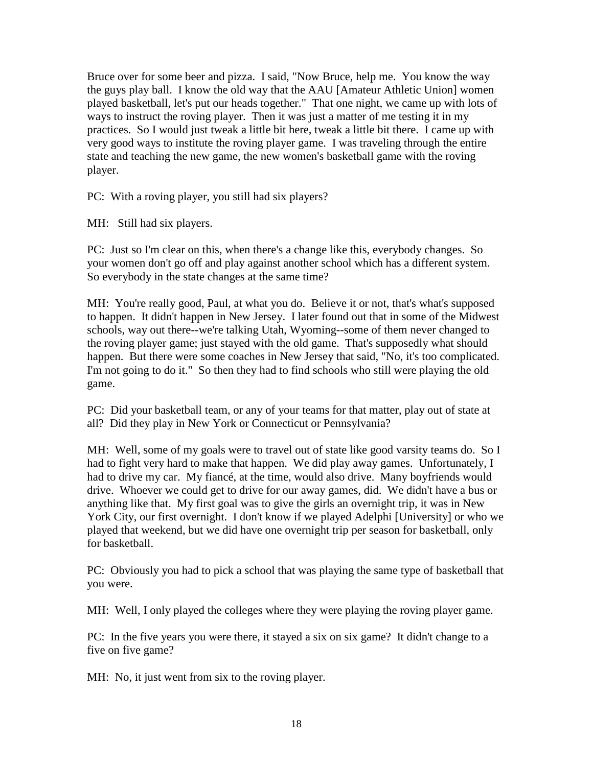Bruce over for some beer and pizza. I said, "Now Bruce, help me. You know the way the guys play ball. I know the old way that the AAU [Amateur Athletic Union] women played basketball, let's put our heads together." That one night, we came up with lots of ways to instruct the roving player. Then it was just a matter of me testing it in my practices. So I would just tweak a little bit here, tweak a little bit there. I came up with very good ways to institute the roving player game. I was traveling through the entire state and teaching the new game, the new women's basketball game with the roving player.

PC: With a roving player, you still had six players?

MH: Still had six players.

PC: Just so I'm clear on this, when there's a change like this, everybody changes. So your women don't go off and play against another school which has a different system. So everybody in the state changes at the same time?

MH: You're really good, Paul, at what you do. Believe it or not, that's what's supposed to happen. It didn't happen in New Jersey. I later found out that in some of the Midwest schools, way out there--we're talking Utah, Wyoming--some of them never changed to the roving player game; just stayed with the old game. That's supposedly what should happen. But there were some coaches in New Jersey that said, "No, it's too complicated. I'm not going to do it." So then they had to find schools who still were playing the old game.

PC: Did your basketball team, or any of your teams for that matter, play out of state at all? Did they play in New York or Connecticut or Pennsylvania?

MH: Well, some of my goals were to travel out of state like good varsity teams do. So I had to fight very hard to make that happen. We did play away games. Unfortunately, I had to drive my car. My fiancé, at the time, would also drive. Many boyfriends would drive. Whoever we could get to drive for our away games, did. We didn't have a bus or anything like that. My first goal was to give the girls an overnight trip, it was in New York City, our first overnight. I don't know if we played Adelphi [University] or who we played that weekend, but we did have one overnight trip per season for basketball, only for basketball.

PC: Obviously you had to pick a school that was playing the same type of basketball that you were.

MH: Well, I only played the colleges where they were playing the roving player game.

PC: In the five years you were there, it stayed a six on six game? It didn't change to a five on five game?

MH: No, it just went from six to the roving player.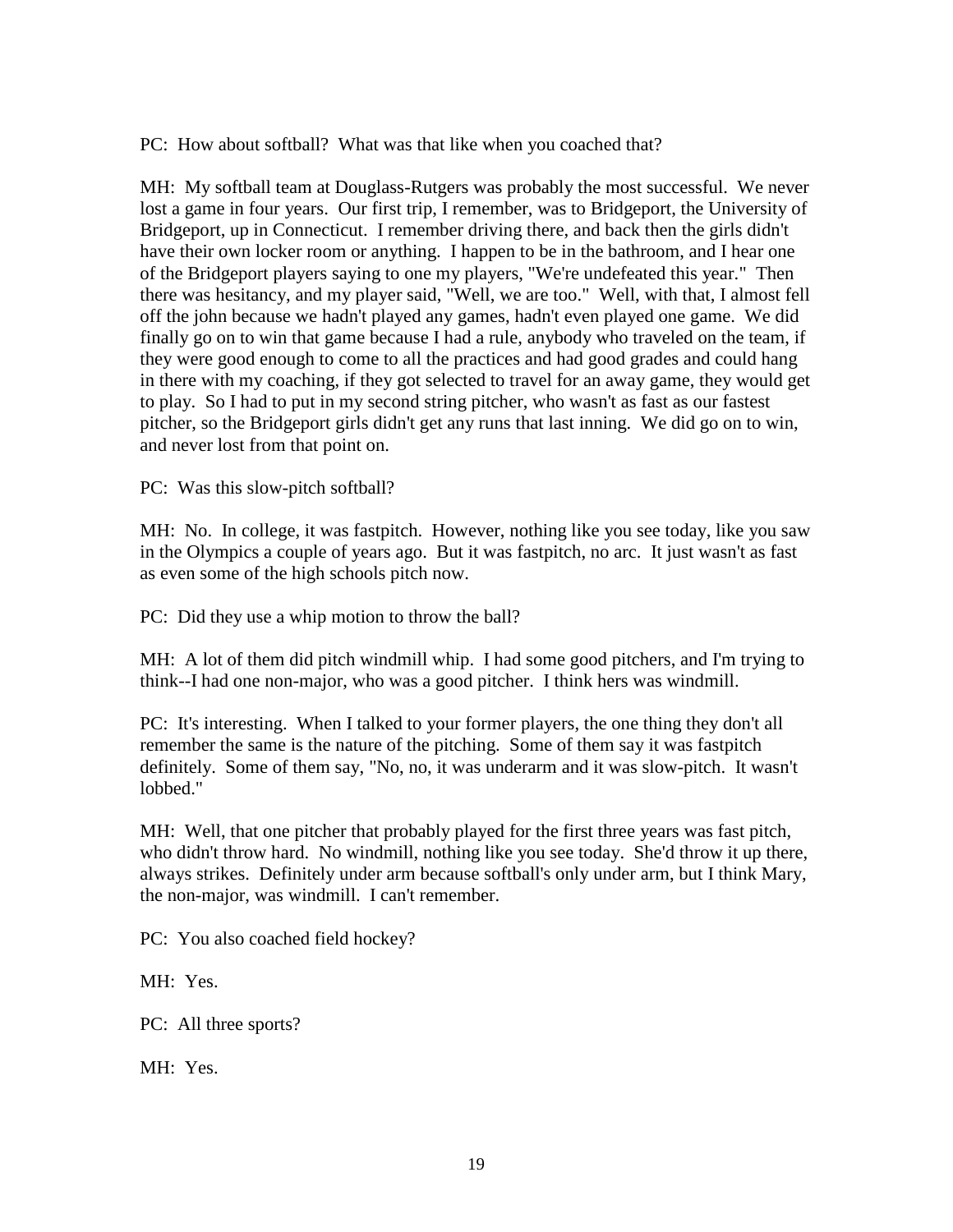PC: How about softball? What was that like when you coached that?

MH: My softball team at Douglass-Rutgers was probably the most successful. We never lost a game in four years. Our first trip, I remember, was to Bridgeport, the University of Bridgeport, up in Connecticut. I remember driving there, and back then the girls didn't have their own locker room or anything. I happen to be in the bathroom, and I hear one of the Bridgeport players saying to one my players, "We're undefeated this year." Then there was hesitancy, and my player said, "Well, we are too." Well, with that, I almost fell off the john because we hadn't played any games, hadn't even played one game. We did finally go on to win that game because I had a rule, anybody who traveled on the team, if they were good enough to come to all the practices and had good grades and could hang in there with my coaching, if they got selected to travel for an away game, they would get to play. So I had to put in my second string pitcher, who wasn't as fast as our fastest pitcher, so the Bridgeport girls didn't get any runs that last inning. We did go on to win, and never lost from that point on.

PC: Was this slow-pitch softball?

MH: No. In college, it was fastpitch. However, nothing like you see today, like you saw in the Olympics a couple of years ago. But it was fastpitch, no arc. It just wasn't as fast as even some of the high schools pitch now.

PC: Did they use a whip motion to throw the ball?

MH: A lot of them did pitch windmill whip. I had some good pitchers, and I'm trying to think--I had one non-major, who was a good pitcher. I think hers was windmill.

PC: It's interesting. When I talked to your former players, the one thing they don't all remember the same is the nature of the pitching. Some of them say it was fastpitch definitely. Some of them say, "No, no, it was underarm and it was slow-pitch. It wasn't lobbed."

MH: Well, that one pitcher that probably played for the first three years was fast pitch, who didn't throw hard. No windmill, nothing like you see today. She'd throw it up there, always strikes. Definitely under arm because softball's only under arm, but I think Mary, the non-major, was windmill. I can't remember.

PC: You also coached field hockey?

MH: Yes.

PC: All three sports?

MH: Yes.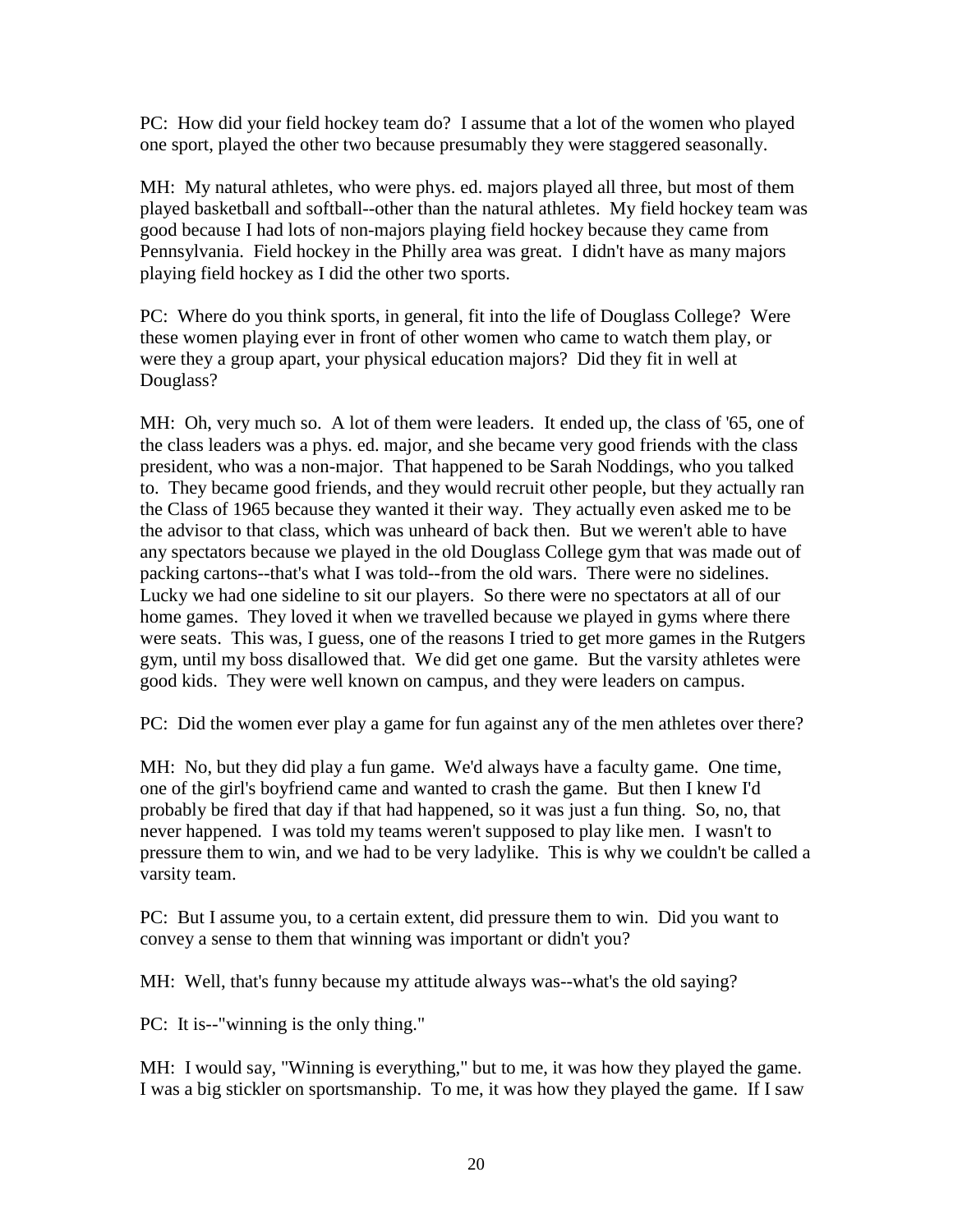PC: How did your field hockey team do? I assume that a lot of the women who played one sport, played the other two because presumably they were staggered seasonally.

MH: My natural athletes, who were phys. ed. majors played all three, but most of them played basketball and softball--other than the natural athletes. My field hockey team was good because I had lots of non-majors playing field hockey because they came from Pennsylvania. Field hockey in the Philly area was great. I didn't have as many majors playing field hockey as I did the other two sports.

PC: Where do you think sports, in general, fit into the life of Douglass College? Were these women playing ever in front of other women who came to watch them play, or were they a group apart, your physical education majors? Did they fit in well at Douglass?

MH: Oh, very much so. A lot of them were leaders. It ended up, the class of '65, one of the class leaders was a phys. ed. major, and she became very good friends with the class president, who was a non-major. That happened to be Sarah Noddings, who you talked to. They became good friends, and they would recruit other people, but they actually ran the Class of 1965 because they wanted it their way. They actually even asked me to be the advisor to that class, which was unheard of back then. But we weren't able to have any spectators because we played in the old Douglass College gym that was made out of packing cartons--that's what I was told--from the old wars. There were no sidelines. Lucky we had one sideline to sit our players. So there were no spectators at all of our home games. They loved it when we travelled because we played in gyms where there were seats. This was, I guess, one of the reasons I tried to get more games in the Rutgers gym, until my boss disallowed that. We did get one game. But the varsity athletes were good kids. They were well known on campus, and they were leaders on campus.

PC: Did the women ever play a game for fun against any of the men athletes over there?

MH: No, but they did play a fun game. We'd always have a faculty game. One time, one of the girl's boyfriend came and wanted to crash the game. But then I knew I'd probably be fired that day if that had happened, so it was just a fun thing. So, no, that never happened. I was told my teams weren't supposed to play like men. I wasn't to pressure them to win, and we had to be very ladylike. This is why we couldn't be called a varsity team.

PC: But I assume you, to a certain extent, did pressure them to win. Did you want to convey a sense to them that winning was important or didn't you?

MH: Well, that's funny because my attitude always was--what's the old saying?

PC: It is--"winning is the only thing."

MH: I would say, "Winning is everything," but to me, it was how they played the game. I was a big stickler on sportsmanship. To me, it was how they played the game. If I saw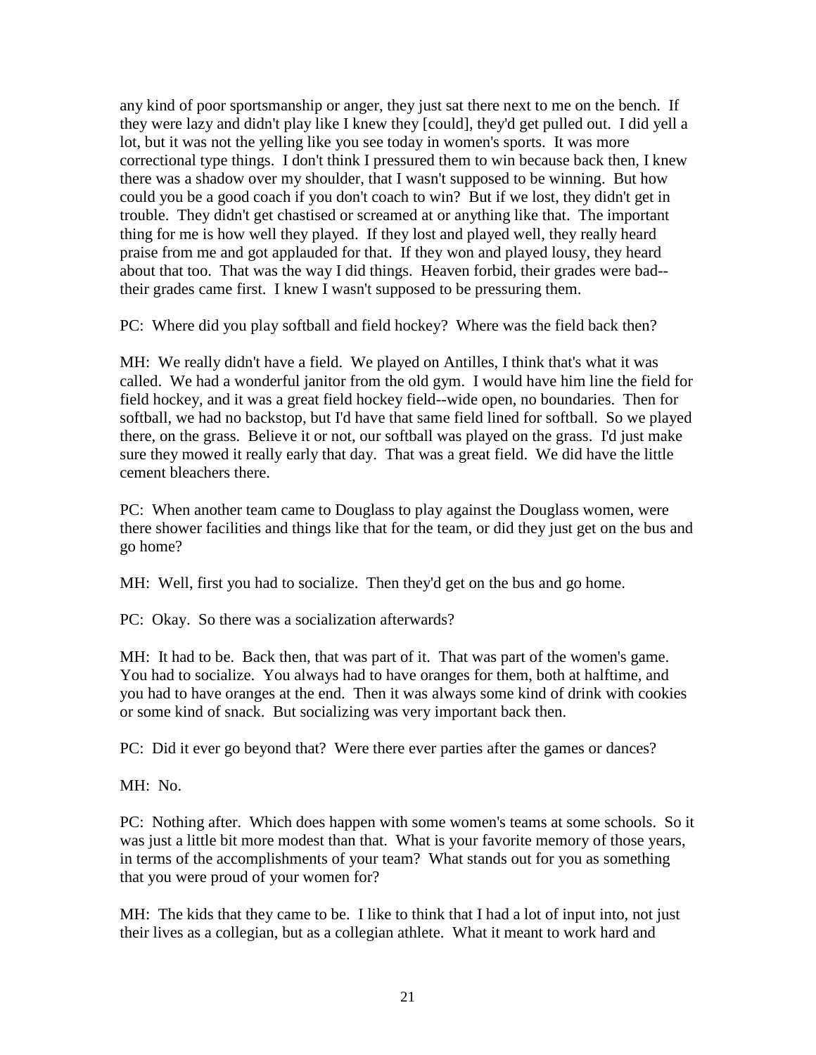any kind of poor sportsmanship or anger, they just sat there next to me on the bench. If they were lazy and didn't play like I knew they [could], they'd get pulled out. I did yell a lot, but it was not the yelling like you see today in women's sports. It was more correctional type things. I don't think I pressured them to win because back then, I knew there was a shadow over my shoulder, that I wasn't supposed to be winning. But how could you be a good coach if you don't coach to win? But if we lost, they didn't get in trouble. They didn't get chastised or screamed at or anything like that. The important thing for me is how well they played. If they lost and played well, they really heard praise from me and got applauded for that. If they won and played lousy, they heard about that too. That was the way I did things. Heaven forbid, their grades were bad--their grades came first. I knew I wasn't supposed to be pressuring them.

PC: Where did you play softball and field hockey? Where was the field back then?

MH: We really didn't have a field. We played on Antilles, I think that's what it was called. We had a wonderful janitor from the old gym. I would have him line the field for field hockey, and it was a great field hockey field--wide open, no boundaries. Then for softball, we had no backstop, but I'd have that same field lined for softball. So we played there, on the grass. Believe it or not, our softball was played on the grass. I'd just make sure they mowed it really early that day. That was a great field. We did have the little cement bleachers there.

PC: When another team came to Douglass to play against the Douglass women, were there shower facilities and things like that for the team, or did they just get on the bus and go home?

MH: Well, first you had to socialize. Then they'd get on the bus and go home.

PC: Okay. So there was a socialization afterwards?

MH: It had to be. Back then, that was part of it. That was part of the women's game. You had to socialize. You always had to have oranges for them, both at halftime, and you had to have oranges at the end. Then it was always some kind of drink with cookies or some kind of snack. But socializing was very important back then.

PC: Did it ever go beyond that? Were there ever parties after the games or dances?

MH: No.

PC: Nothing after. Which does happen with some women's teams at some schools. So it was just a little bit more modest than that. What is your favorite memory of those years, in terms of the accomplishments of your team? What stands out for you as something that you were proud of your women for?

MH: The kids that they came to be. I like to think that I had a lot of input into, not just their lives as a collegian, but as a collegian athlete. What it meant to work hard and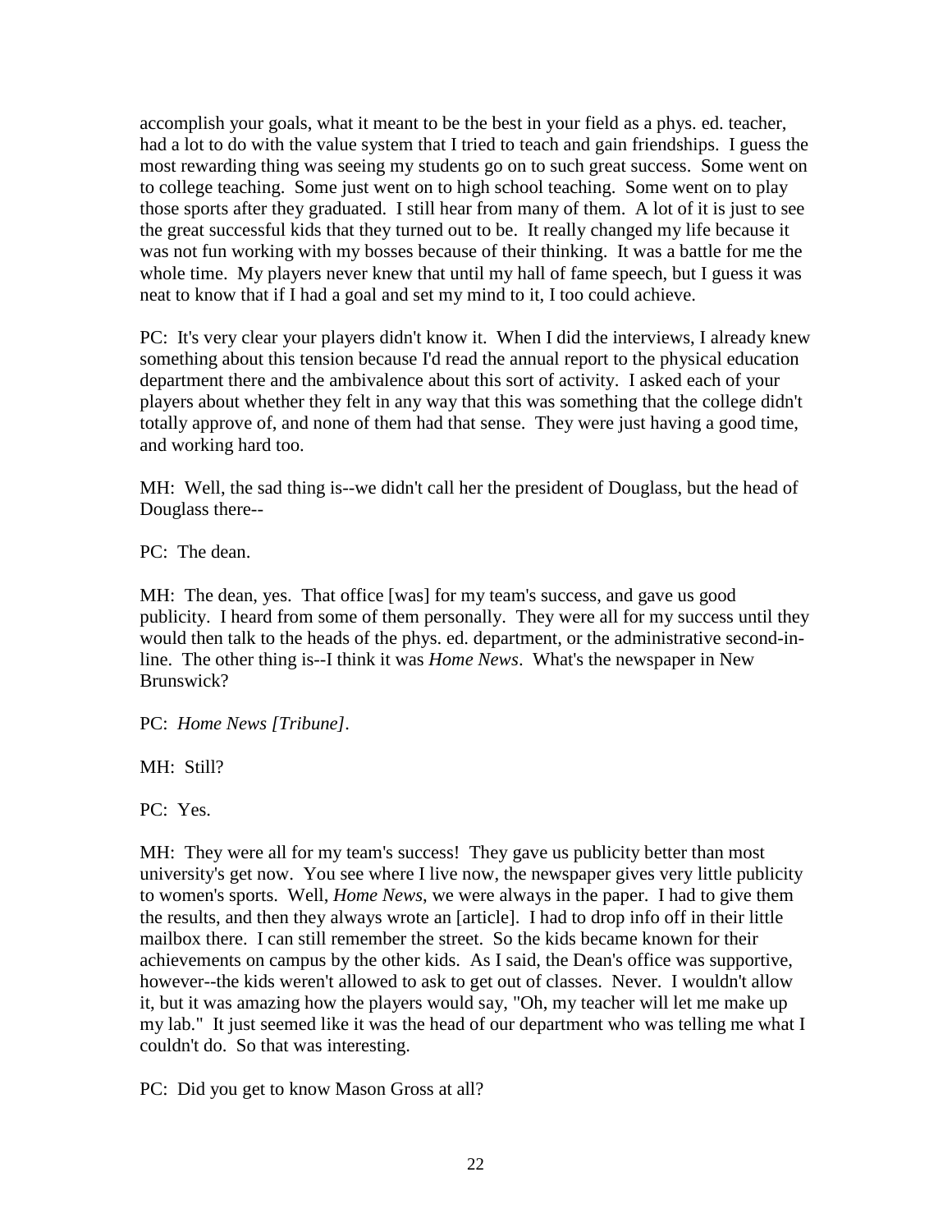accomplish your goals, what it meant to be the best in your field as a phys. ed. teacher, had a lot to do with the value system that I tried to teach and gain friendships. I guess the most rewarding thing was seeing my students go on to such great success. Some went on to college teaching. Some just went on to high school teaching. Some went on to play those sports after they graduated. I still hear from many of them. A lot of it is just to see the great successful kids that they turned out to be. It really changed my life because it was not fun working with my bosses because of their thinking. It was a battle for me the whole time. My players never knew that until my hall of fame speech, but I guess it was neat to know that if I had a goal and set my mind to it, I too could achieve.

PC: It's very clear your players didn't know it. When I did the interviews, I already knew something about this tension because I'd read the annual report to the physical education department there and the ambivalence about this sort of activity. I asked each of your players about whether they felt in any way that this was something that the college didn't totally approve of, and none of them had that sense. They were just having a good time, and working hard too.

MH: Well, the sad thing is--we didn't call her the president of Douglass, but the head of Douglass there--

PC: The dean.

MH: The dean, yes. That office [was] for my team's success, and gave us good publicity. I heard from some of them personally. They were all for my success until they would then talk to the heads of the phys. ed. department, or the administrative second-in-line. The other thing is--I think it was *Home News*. What's the newspaper in New Brunswick?

PC: *Home News [Tribune]*.

MH: Still?

PC: Yes.

MH: They were all for my team's success! They gave us publicity better than most university's get now. You see where I live now, the newspaper gives very little publicity to women's sports. Well, *Home News*, we were always in the paper. I had to give them the results, and then they always wrote an [article]. I had to drop info off in their little mailbox there. I can still remember the street. So the kids became known for their achievements on campus by the other kids. As I said, the Dean's office was supportive, however--the kids weren't allowed to ask to get out of classes. Never. I wouldn't allow it, but it was amazing how the players would say, "Oh, my teacher will let me make up my lab." It just seemed like it was the head of our department who was telling me what I couldn't do. So that was interesting.

PC: Did you get to know Mason Gross at all?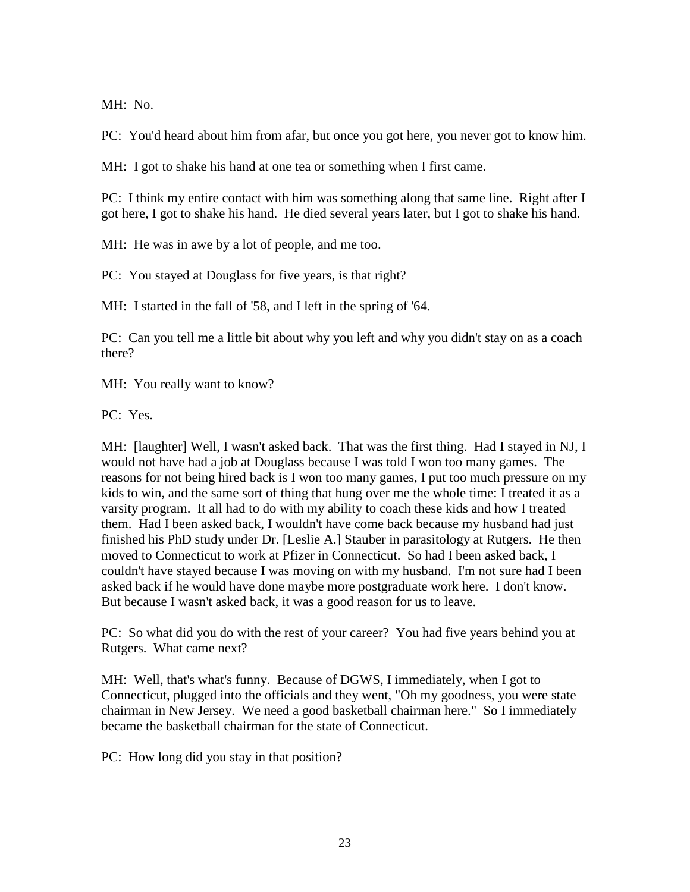MH: No.

PC: You'd heard about him from afar, but once you got here, you never got to know him.

MH: I got to shake his hand at one tea or something when I first came.

PC: I think my entire contact with him was something along that same line. Right after I got here, I got to shake his hand. He died several years later, but I got to shake his hand.

MH: He was in awe by a lot of people, and me too.

PC: You stayed at Douglass for five years, is that right?

MH: I started in the fall of '58, and I left in the spring of '64.

PC: Can you tell me a little bit about why you left and why you didn't stay on as a coach there?

MH: You really want to know?

PC: Yes.

MH: [laughter] Well, I wasn't asked back. That was the first thing. Had I stayed in NJ, I would not have had a job at Douglass because I was told I won too many games. The reasons for not being hired back is I won too many games, I put too much pressure on my kids to win, and the same sort of thing that hung over me the whole time: I treated it as a varsity program. It all had to do with my ability to coach these kids and how I treated them. Had I been asked back, I wouldn't have come back because my husband had just finished his PhD study under Dr. [Leslie A.] Stauber in parasitology at Rutgers. He then moved to Connecticut to work at Pfizer in Connecticut. So had I been asked back, I couldn't have stayed because I was moving on with my husband. I'm not sure had I been asked back if he would have done maybe more postgraduate work here. I don't know. But because I wasn't asked back, it was a good reason for us to leave.

PC: So what did you do with the rest of your career? You had five years behind you at Rutgers. What came next?

MH: Well, that's what's funny. Because of DGWS, I immediately, when I got to Connecticut, plugged into the officials and they went, "Oh my goodness, you were state chairman in New Jersey. We need a good basketball chairman here." So I immediately became the basketball chairman for the state of Connecticut.

PC: How long did you stay in that position?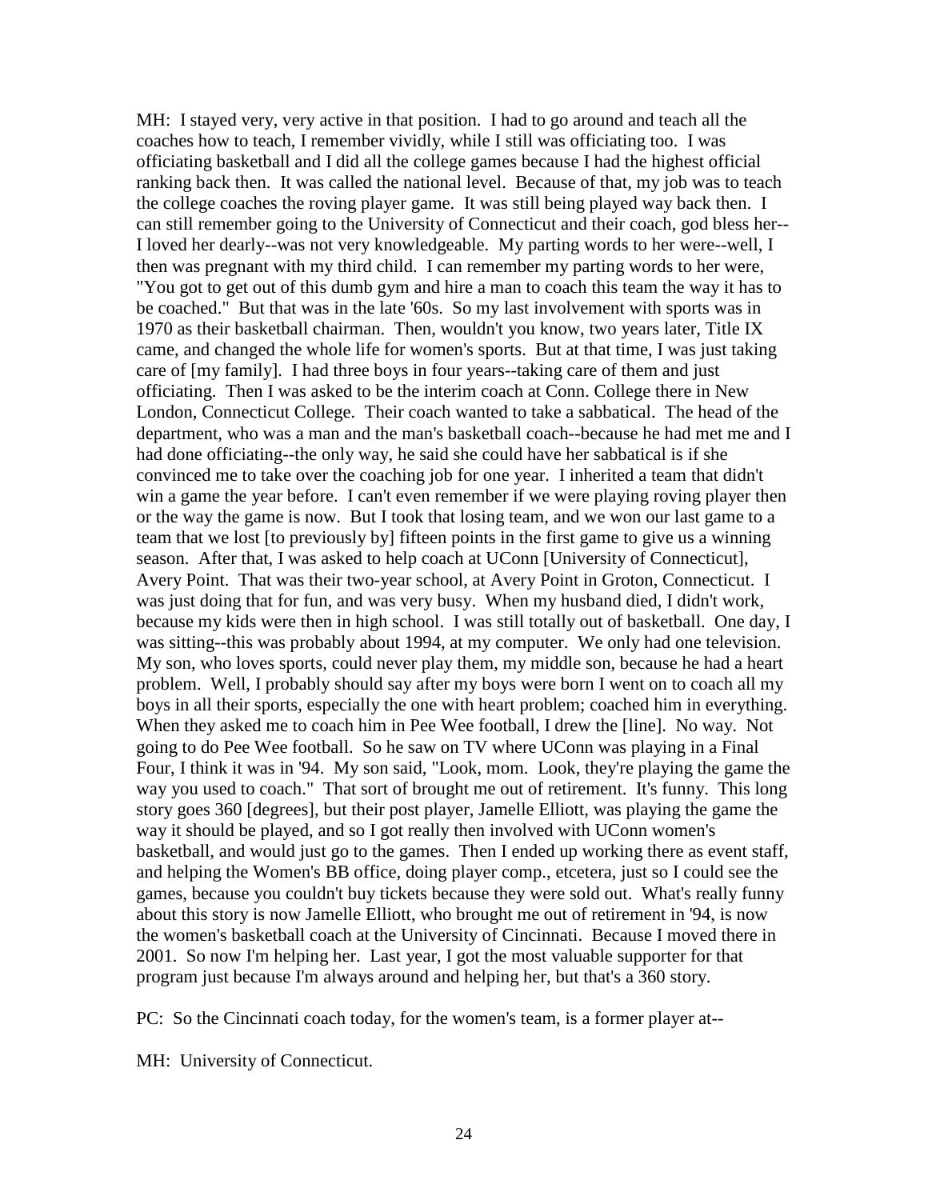MH: I stayed very, very active in that position. I had to go around and teach all the coaches how to teach, I remember vividly, while I still was officiating too. I was officiating basketball and I did all the college games because I had the highest official ranking back then. It was called the national level. Because of that, my job was to teach the college coaches the roving player game. It was still being played way back then. I can still remember going to the University of Connecticut and their coach, god bless her--I loved her dearly--was not very knowledgeable. My parting words to her were--well, I then was pregnant with my third child. I can remember my parting words to her were, "You got to get out of this dumb gym and hire a man to coach this team the way it has to be coached." But that was in the late '60s. So my last involvement with sports was in 1970 as their basketball chairman. Then, wouldn't you know, two years later, Title IX came, and changed the whole life for women's sports. But at that time, I was just taking care of [my family]. I had three boys in four years--taking care of them and just officiating. Then I was asked to be the interim coach at Conn. College there in New London, Connecticut College. Their coach wanted to take a sabbatical. The head of the department, who was a man and the man's basketball coach--because he had met me and I had done officiating--the only way, he said she could have her sabbatical is if she convinced me to take over the coaching job for one year. I inherited a team that didn't win a game the year before. I can't even remember if we were playing roving player then or the way the game is now. But I took that losing team, and we won our last game to a team that we lost [to previously by] fifteen points in the first game to give us a winning season. After that, I was asked to help coach at UConn [University of Connecticut], Avery Point. That was their two-year school, at Avery Point in Groton, Connecticut. I was just doing that for fun, and was very busy. When my husband died, I didn't work, because my kids were then in high school. I was still totally out of basketball. One day, I was sitting--this was probably about 1994, at my computer. We only had one television. My son, who loves sports, could never play them, my middle son, because he had a heart problem. Well, I probably should say after my boys were born I went on to coach all my boys in all their sports, especially the one with heart problem; coached him in everything. When they asked me to coach him in Pee Wee football, I drew the [line]. No way. Not going to do Pee Wee football. So he saw on TV where UConn was playing in a Final Four, I think it was in '94. My son said, "Look, mom. Look, they're playing the game the way you used to coach." That sort of brought me out of retirement. It's funny. This long story goes 360 [degrees], but their post player, Jamelle Elliott, was playing the game the way it should be played, and so I got really then involved with UConn women's basketball, and would just go to the games. Then I ended up working there as event staff, and helping the Women's BB office, doing player comp., etcetera, just so I could see the games, because you couldn't buy tickets because they were sold out. What's really funny about this story is now Jamelle Elliott, who brought me out of retirement in '94, is now the women's basketball coach at the University of Cincinnati. Because I moved there in 2001. So now I'm helping her. Last year, I got the most valuable supporter for that program just because I'm always around and helping her, but that's a 360 story.

PC: So the Cincinnati coach today, for the women's team, is a former player at--

MH: University of Connecticut.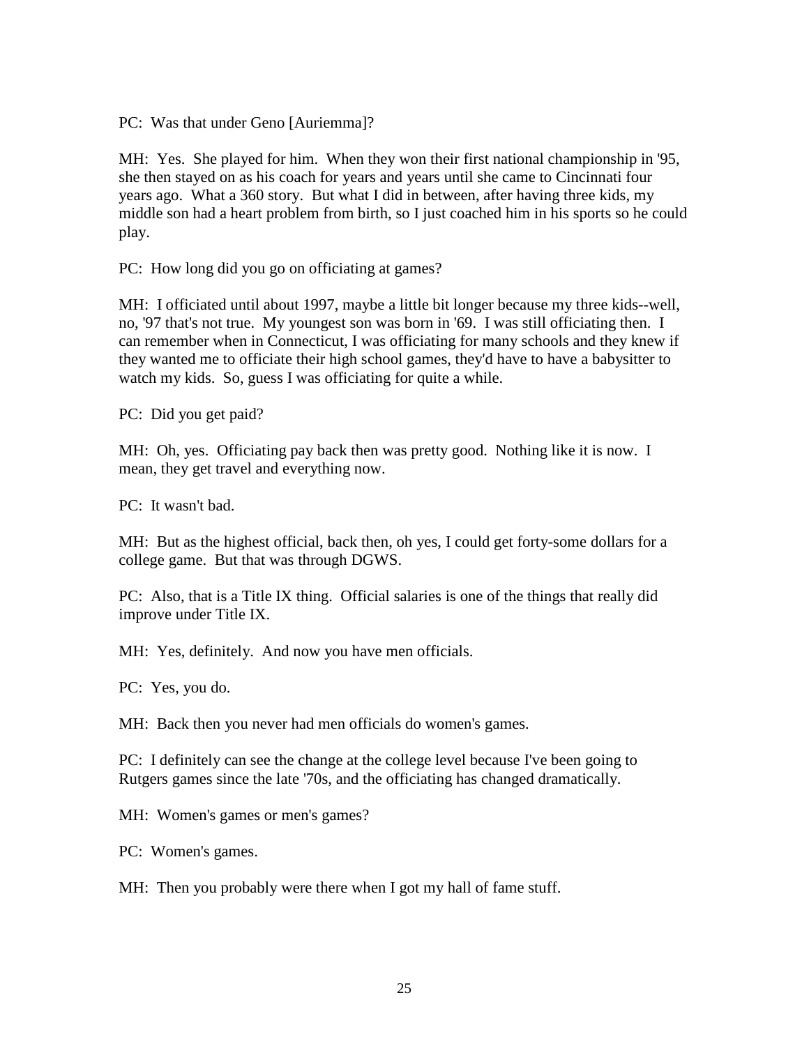PC: Was that under Geno [Auriemma]?

MH: Yes. She played for him. When they won their first national championship in '95, she then stayed on as his coach for years and years until she came to Cincinnati four years ago. What a 360 story. But what I did in between, after having three kids, my middle son had a heart problem from birth, so I just coached him in his sports so he could play.

PC: How long did you go on officiating at games?

MH: I officiated until about 1997, maybe a little bit longer because my three kids--well, no, '97 that's not true. My youngest son was born in '69. I was still officiating then. I can remember when in Connecticut, I was officiating for many schools and they knew if they wanted me to officiate their high school games, they'd have to have a babysitter to watch my kids. So, guess I was officiating for quite a while.

PC: Did you get paid?

MH: Oh, yes. Officiating pay back then was pretty good. Nothing like it is now. I mean, they get travel and everything now.

PC: It wasn't bad.

MH: But as the highest official, back then, oh yes, I could get forty-some dollars for a college game. But that was through DGWS.

PC: Also, that is a Title IX thing. Official salaries is one of the things that really did improve under Title IX.

MH: Yes, definitely. And now you have men officials.

PC: Yes, you do.

MH: Back then you never had men officials do women's games.

PC: I definitely can see the change at the college level because I've been going to Rutgers games since the late '70s, and the officiating has changed dramatically.

MH: Women's games or men's games?

PC: Women's games.

MH: Then you probably were there when I got my hall of fame stuff.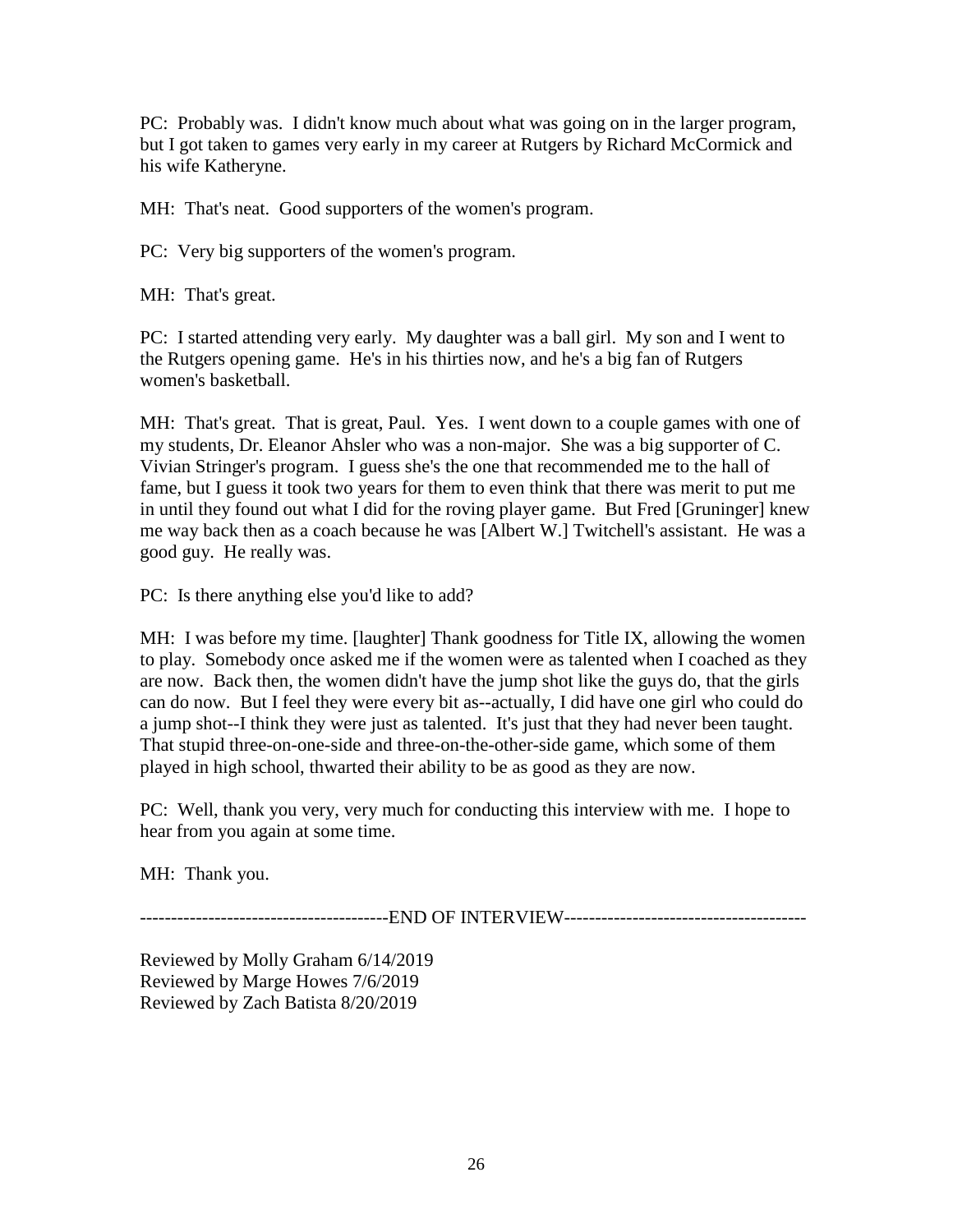PC: Probably was. I didn't know much about what was going on in the larger program, but I got taken to games very early in my career at Rutgers by Richard McCormick and his wife Katheryne.

MH: That's neat. Good supporters of the women's program.

PC: Very big supporters of the women's program.

MH: That's great.

PC: I started attending very early. My daughter was a ball girl. My son and I went to the Rutgers opening game. He's in his thirties now, and he's a big fan of Rutgers women's basketball.

MH: That's great. That is great, Paul. Yes. I went down to a couple games with one of my students, Dr. Eleanor Ahsler who was a non-major. She was a big supporter of C. Vivian Stringer's program. I guess she's the one that recommended me to the hall of fame, but I guess it took two years for them to even think that there was merit to put me in until they found out what I did for the roving player game. But Fred [Gruninger] knew me way back then as a coach because he was [Albert W.] Twitchell's assistant. He was a good guy. He really was.

PC: Is there anything else you'd like to add?

MH: I was before my time. [laughter] Thank goodness for Title IX, allowing the women to play. Somebody once asked me if the women were as talented when I coached as they are now. Back then, the women didn't have the jump shot like the guys do, that the girls can do now. But I feel they were every bit as--actually, I did have one girl who could do a jump shot--I think they were just as talented. It's just that they had never been taught. That stupid three-on-one-side and three-on-the-other-side game, which some of them played in high school, thwarted their ability to be as good as they are now.

PC: Well, thank you very, very much for conducting this interview with me. I hope to hear from you again at some time.

MH: Thank you.

----------------------------------------END OF INTERVIEW---------------------------------------

Reviewed by Molly Graham 6/14/2019
Reviewed by Marge Howes 7/6/2019
Reviewed by Zach Batista 8/20/2019